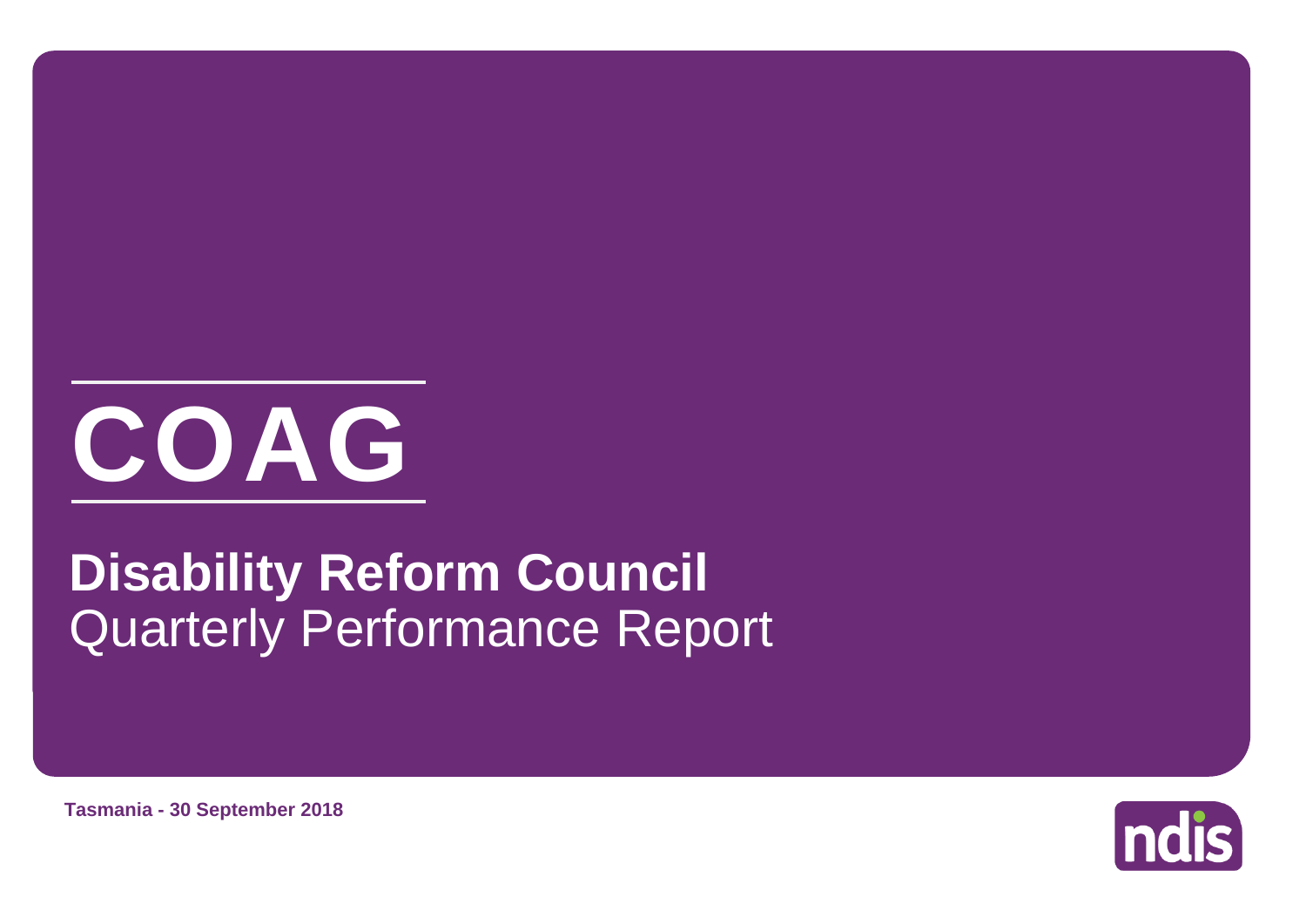# COAG

## Disability Reform Council

Quarterly Performance Report

**Tasmania - 30 September 2018**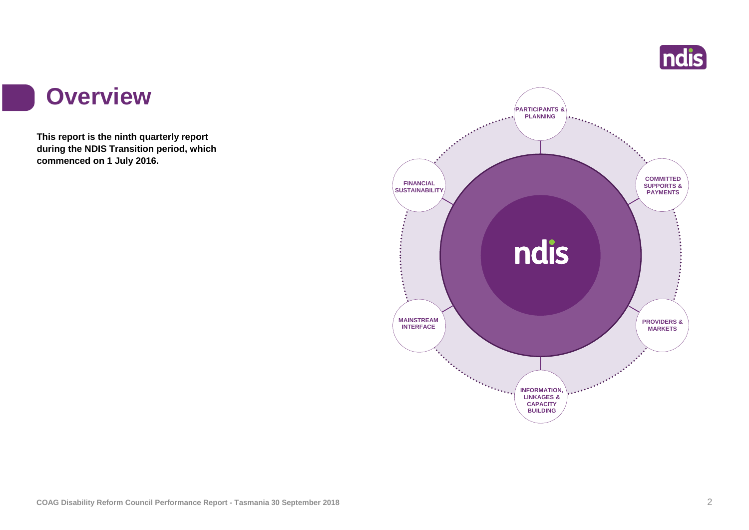# Overview

**This report is the ninth quarterly report during the NDIS Transition period, which commenced on 1 July 2016.**

- PARTICIPANTS & PLANNING
- COMMITTED SUPPORTS & PAYMENTS
- PROVIDERS & MARKETS
- INFORMATION, LINKAGES & CAPACITY BUILDING
- MAINSTREAM INTERFACE
- FINANCIAL SUSTAINABILITY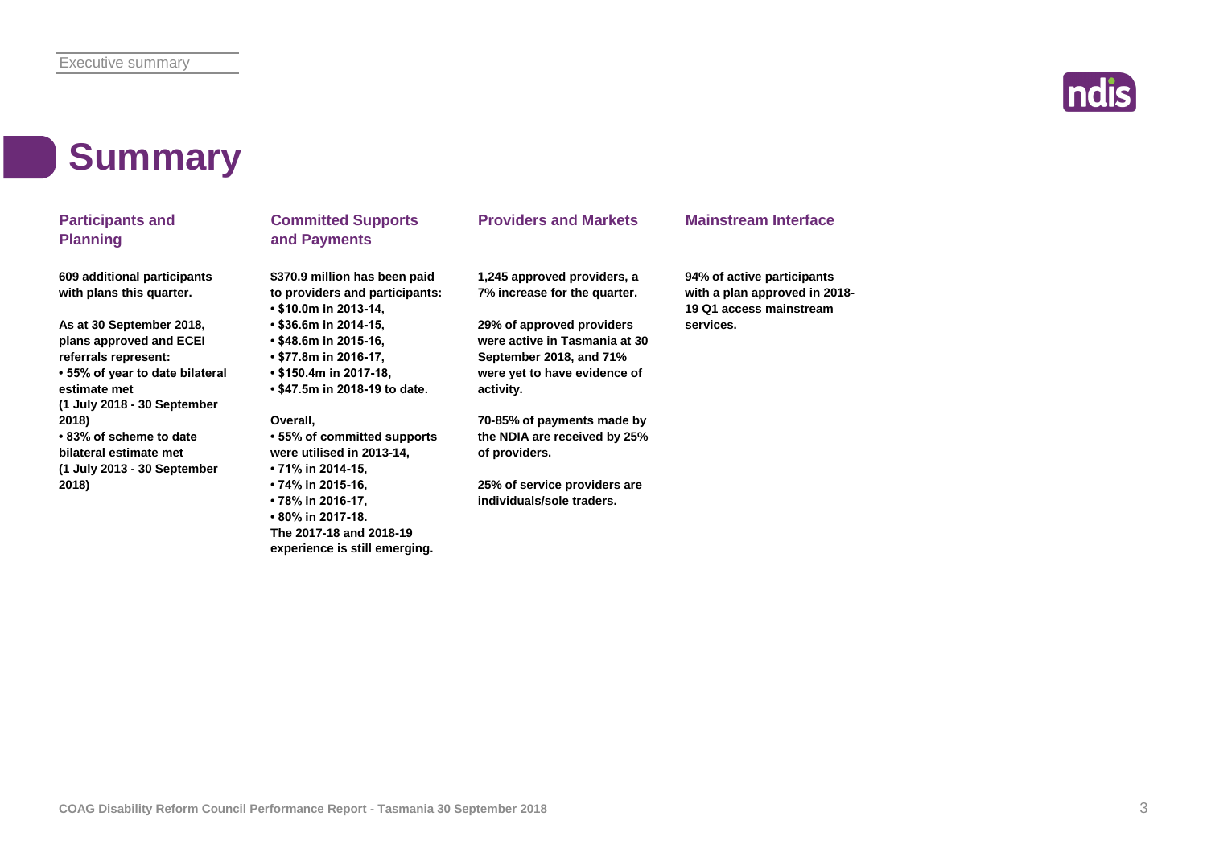# Summary

## Participants and Planning

**609 additional participants with plans this quarter.**

**As at 30 September 2018, plans approved and ECEI referrals represent:**

- **55% of year to date bilateral estimate met (1 July 2018 - 30 September 2018)**
- **83% of scheme to date bilateral estimate met (1 July 2013 - 30 September 2018)**

## Committed Supports and Payments

**$370.9 million has been paid to providers and participants:**

- **$10.0m in 2013-14,**
- **$36.6m in 2014-15,**
- **$48.6m in 2015-16,**
- **$77.8m in 2016-17,**
- **$150.4m in 2017-18,**
- **$47.5m in 2018-19 to date.**

**Overall,**

- **55% of committed supports were utilised in 2013-14,**
- **71% in 2014-15,**
- **74% in 2015-16,**
- **78% in 2016-17,**
- **80% in 2017-18.**

**The 2017-18 and 2018-19 experience is still emerging.**

## Providers and Markets

**1,245 approved providers, a 7% increase for the quarter.**

**29% of approved providers were active in Tasmania at 30 September 2018, and 71% were yet to have evidence of activity.**

**70-85% of payments made by the NDIA are received by 25% of providers.**

**25% of service providers are individuals/sole traders.**

## Mainstream Interface

**94% of active participants with a plan approved in 2018-19 Q1 access mainstream services.**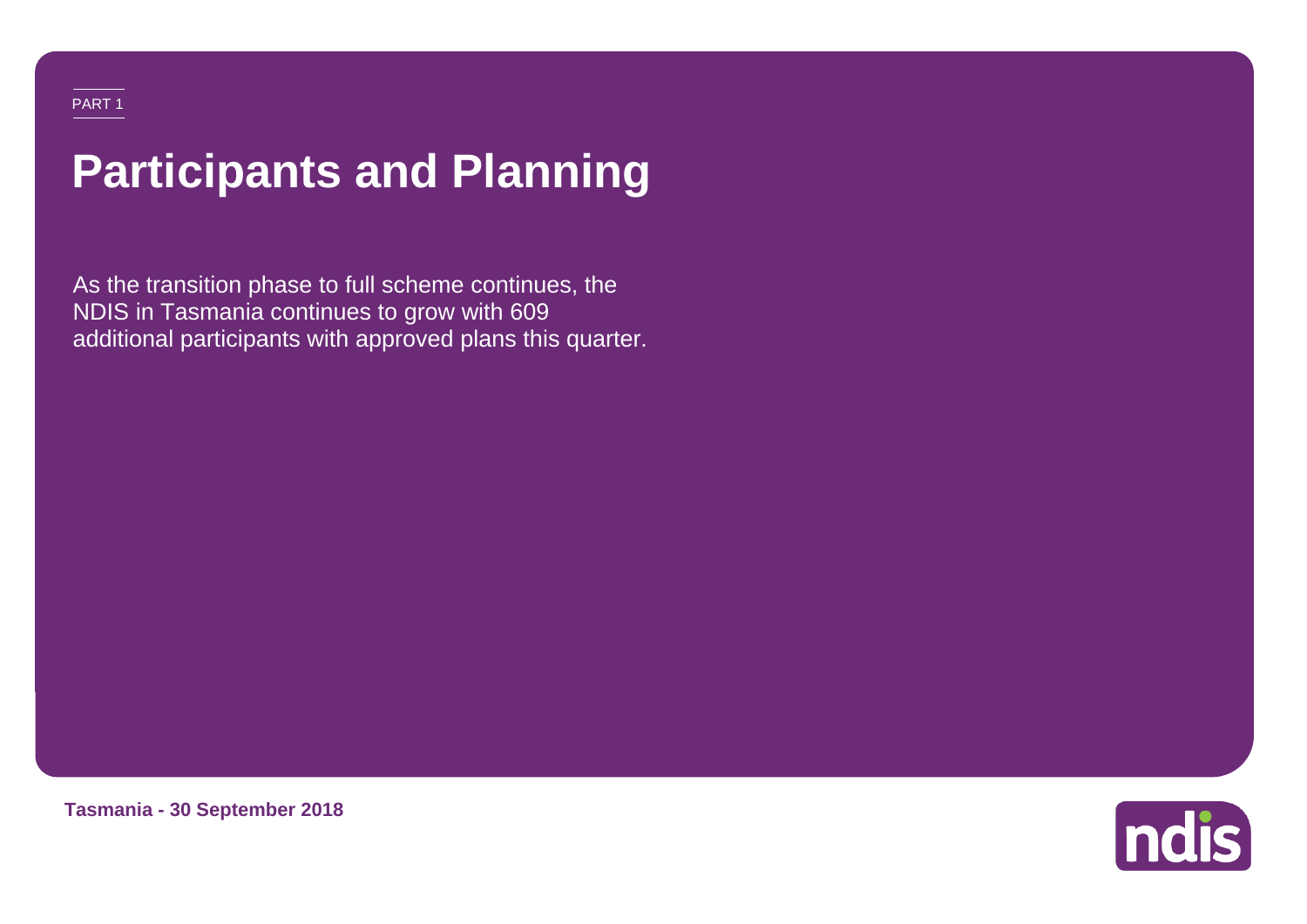PART 1

# Participants and Planning

As the transition phase to full scheme continues, the NDIS in Tasmania continues to grow with 609 additional participants with approved plans this quarter.

**Tasmania - 30 September 2018**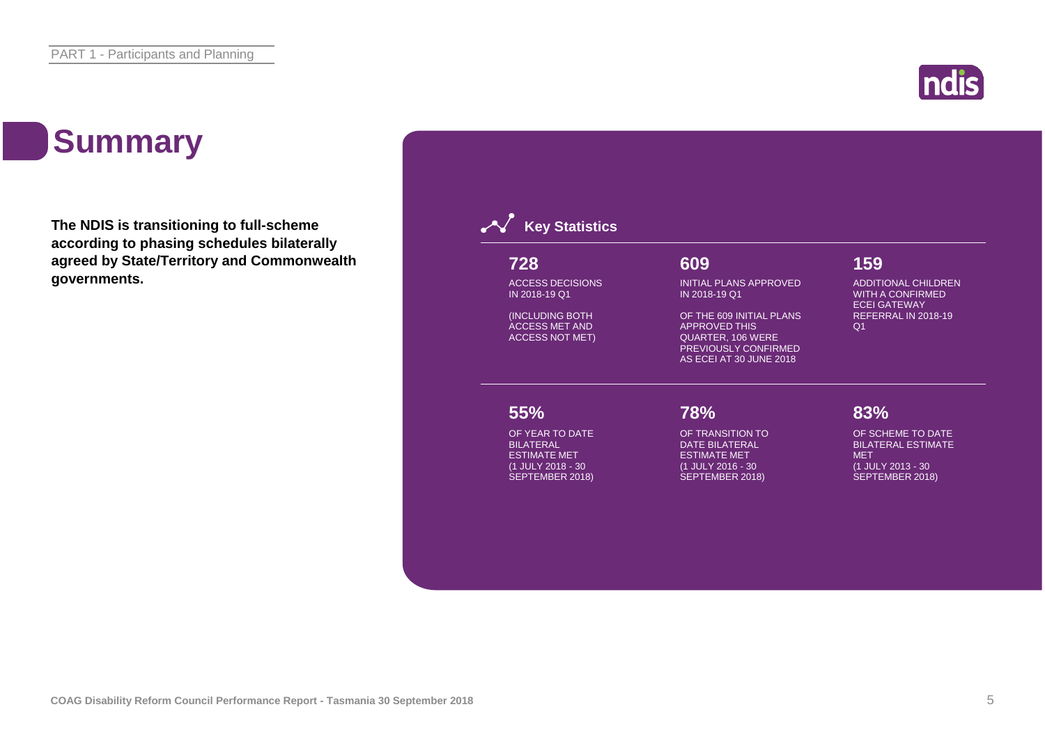# Summary

**The NDIS is transitioning to full-scheme according to phasing schedules bilaterally agreed by State/Territory and Commonwealth governments.**

## Key Statistics

**728**

ACCESS DECISIONS IN 2018-19 Q1

(INCLUDING BOTH ACCESS MET AND ACCESS NOT MET)

**609**

INITIAL PLANS APPROVED IN 2018-19 Q1

OF THE 609 INITIAL PLANS APPROVED THIS QUARTER, 106 WERE PREVIOUSLY CONFIRMED AS ECEI AT 30 JUNE 2018

**159**

ADDITIONAL CHILDREN WITH A CONFIRMED ECEI GATEWAY REFERRAL IN 2018-19 Q1

**55%**

OF YEAR TO DATE BILATERAL ESTIMATE MET (1 JULY 2018 - 30 SEPTEMBER 2018)

**78%**

OF TRANSITION TO DATE BILATERAL ESTIMATE MET (1 JULY 2016 - 30 SEPTEMBER 2018)

**83%**

OF SCHEME TO DATE BILATERAL ESTIMATE MET (1 JULY 2013 - 30 SEPTEMBER 2018)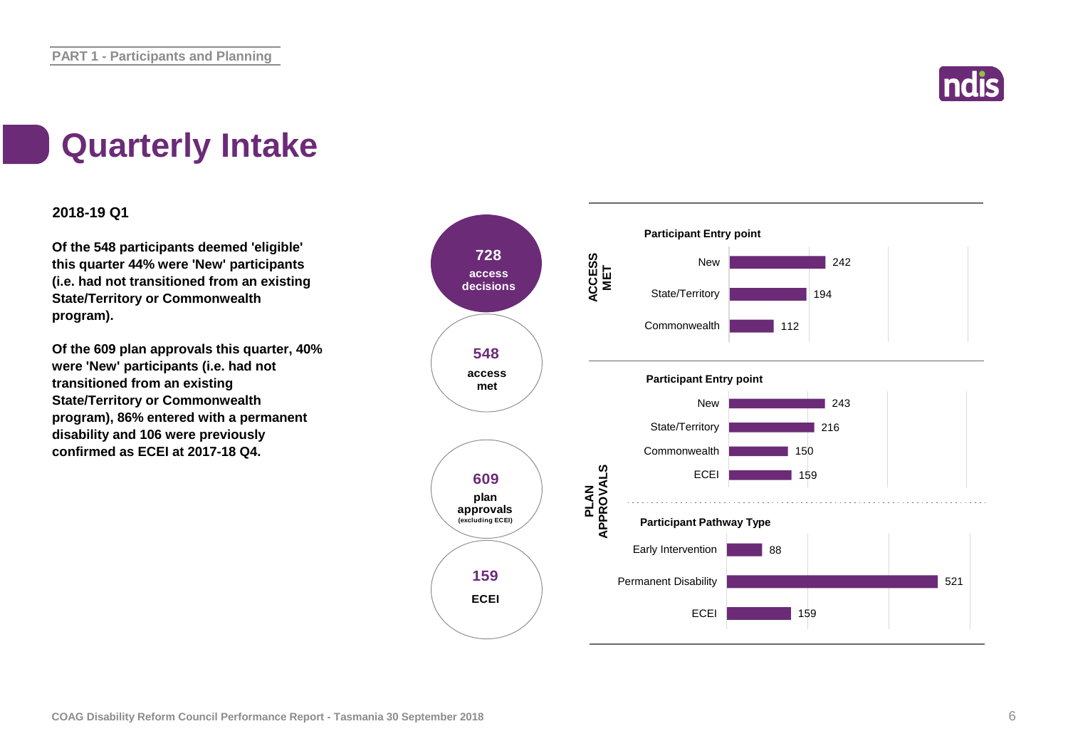# Quarterly Intake

**2018-19 Q1**

**Of the 548 participants deemed 'eligible' this quarter 44% were 'New' participants (i.e. had not transitioned from an existing State/Territory or Commonwealth program).**

**Of the 609 plan approvals this quarter, 40% were 'New' participants (i.e. had not transitioned from an existing State/Territory or Commonwealth program), 86% entered with a permanent disability and 106 were previously confirmed as ECEI at 2017-18 Q4.**

**728** access decisions

**548** access met

**609** plan approvals (excluding ECEI)

**159** ECEI

**ACCESS MET**

**Participant Entry point**

| Entry point | Count |
|---|---|
| New | 242 |
| State/Territory | 194 |
| Commonwealth | 112 |

**PLAN APPROVALS**

**Participant Entry point**

| Entry point | Count |
|---|---|
| New | 243 |
| State/Territory | 216 |
| Commonwealth | 150 |
| ECEI | 159 |

**Participant Pathway Type**

| Pathway Type | Count |
|---|---|
| Early Intervention | 88 |
| Permanent Disability | 521 |
| ECEI | 159 |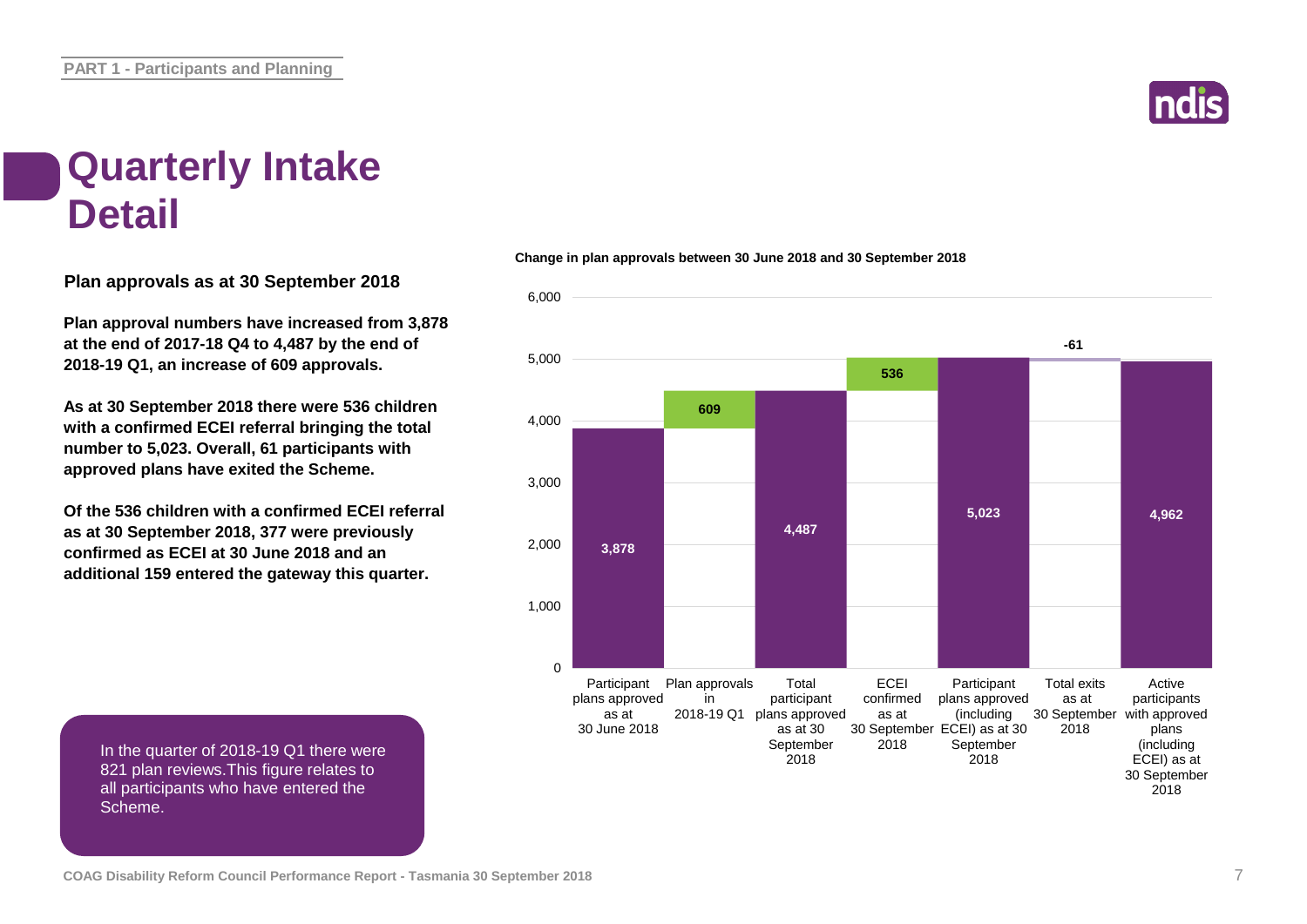# Quarterly Intake Detail

**Plan approvals as at 30 September 2018**

**Plan approval numbers have increased from 3,878 at the end of 2017-18 Q4 to 4,487 by the end of 2018-19 Q1, an increase of 609 approvals.**

**As at 30 September 2018 there were 536 children with a confirmed ECEI referral bringing the total number to 5,023. Overall, 61 participants with approved plans have exited the Scheme.**

**Of the 536 children with a confirmed ECEI referral as at 30 September 2018, 377 were previously confirmed as ECEI at 30 June 2018 and an additional 159 entered the gateway this quarter.**

In the quarter of 2018-19 Q1 there were 821 plan reviews.This figure relates to all participants who have entered the Scheme.

**Change in plan approvals between 30 June 2018 and 30 September 2018**

| Category | Value |
| --- | --- |
| Participant plans approved as at 30 June 2018 | 3,878 |
| Plan approvals in 2018-19 Q1 | 609 |
| Total participant plans approved as at 30 September 2018 | 4,487 |
| ECEI confirmed as at 30 September 2018 | 536 |
| Participant plans approved (including ECEI) as at 30 September 2018 | 5,023 |
| Total exits as at 30 September 2018 | -61 |
| Active participants with approved plans (including ECEI) as at 30 September 2018 | 4,962 |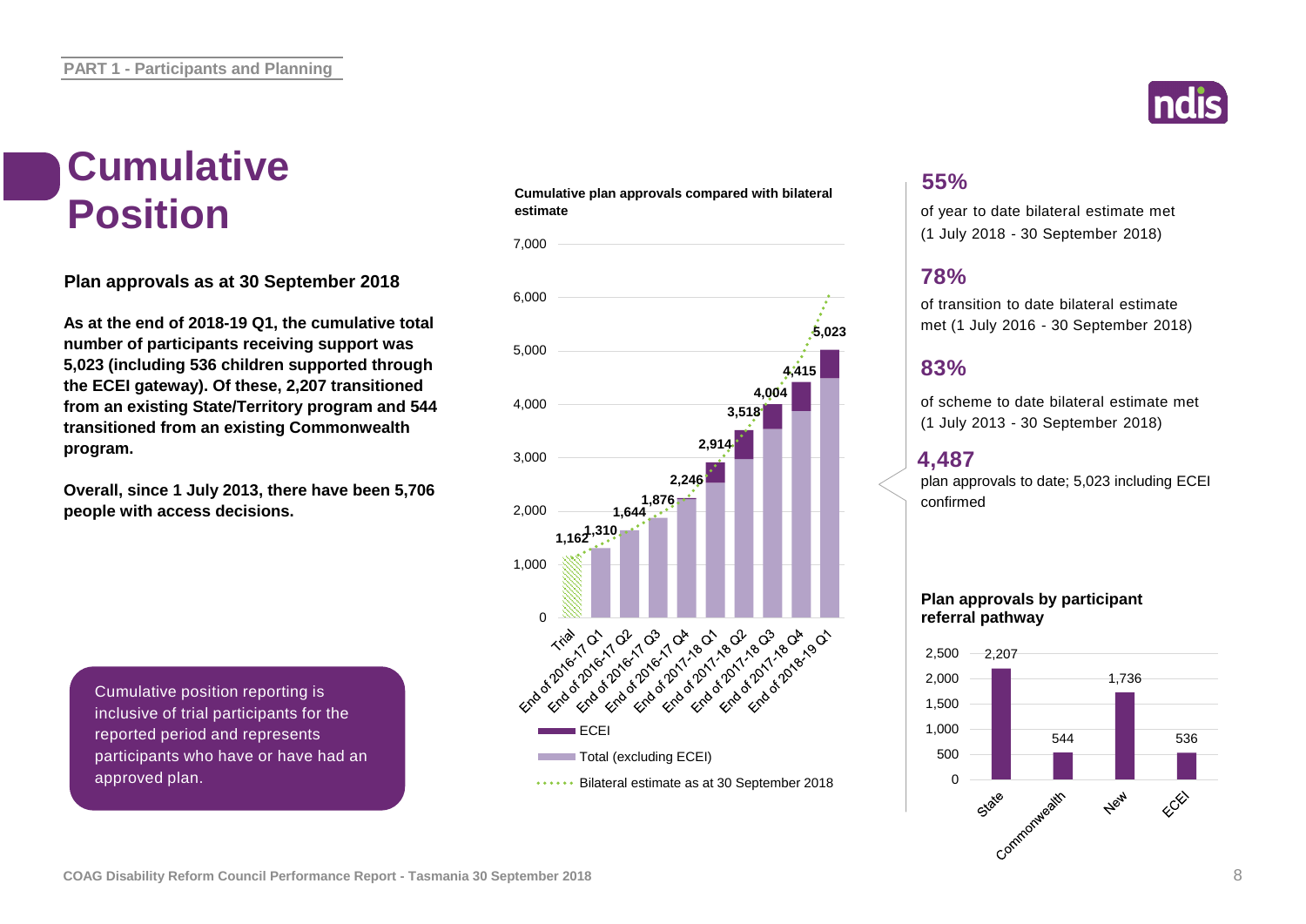# Cumulative Position

**Plan approvals as at 30 September 2018**

**As at the end of 2018-19 Q1, the cumulative total number of participants receiving support was 5,023 (including 536 children supported through the ECEI gateway). Of these, 2,207 transitioned from an existing State/Territory program and 544 transitioned from an existing Commonwealth program.**

**Overall, since 1 July 2013, there have been 5,706 people with access decisions.**

Cumulative position reporting is inclusive of trial participants for the reported period and represents participants who have or have had an approved plan.

**Cumulative plan approvals compared with bilateral estimate**

| Period | Cumulative plan approvals |
|---|---|
| Trial | 1,162 |
| End of 2016-17 Q1 | 1,310 |
| End of 2016-17 Q2 | 1,644 |
| End of 2016-17 Q3 | 1,876 |
| End of 2016-17 Q4 | 2,246 |
| End of 2017-18 Q1 | 2,914 |
| End of 2017-18 Q2 | 3,518 |
| End of 2017-18 Q3 | 4,004 |
| End of 2017-18 Q4 | 4,415 |
| End of 2018-19 Q1 | 5,023 |

Legend: ECEI; Total (excluding ECEI); Bilateral estimate as at 30 September 2018

**55%**
of year to date bilateral estimate met (1 July 2018 - 30 September 2018)

**78%**
of transition to date bilateral estimate met (1 July 2016 - 30 September 2018)

**83%**
of scheme to date bilateral estimate met (1 July 2013 - 30 September 2018)

**4,487**
plan approvals to date; 5,023 including ECEI confirmed

**Plan approvals by participant referral pathway**

| Pathway | Plan approvals |
|---|---|
| State | 2,207 |
| Commonwealth | 544 |
| New | 1,736 |
| ECEI | 536 |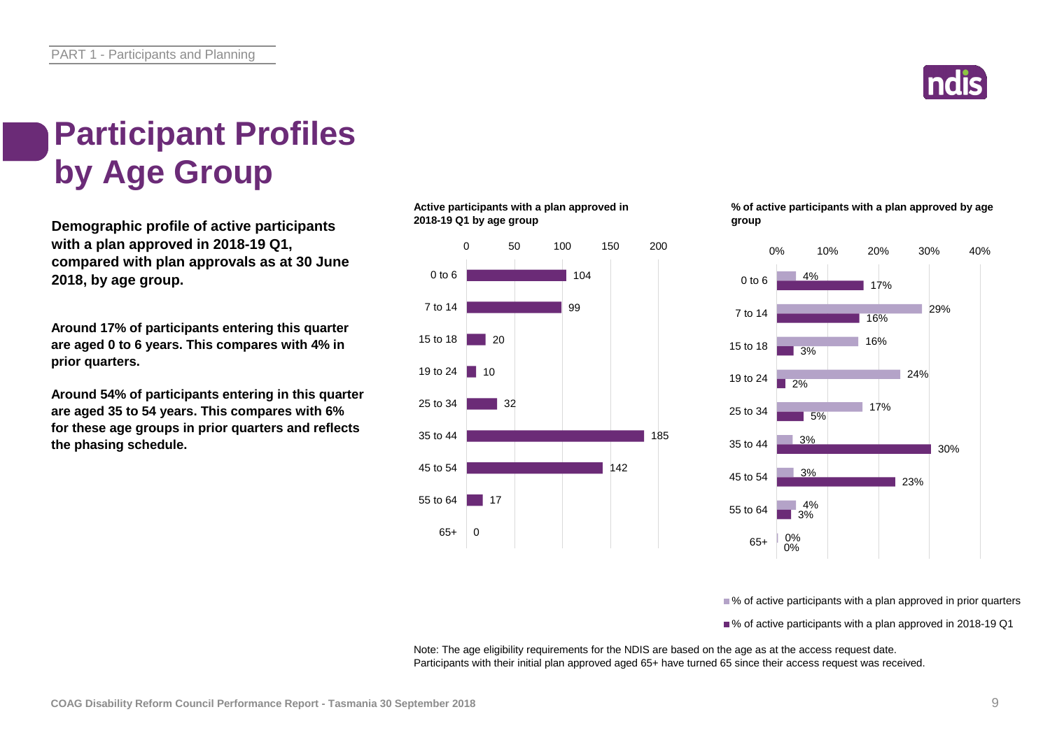# Participant Profiles by Age Group

**Demographic profile of active participants with a plan approved in 2018-19 Q1, compared with plan approvals as at 30 June 2018, by age group.**

**Around 17% of participants entering this quarter are aged 0 to 6 years. This compares with 4% in prior quarters.**

**Around 54% of participants entering in this quarter are aged 35 to 54 years. This compares with 6% for these age groups in prior quarters and reflects the phasing schedule.**

**Active participants with a plan approved in 2018-19 Q1 by age group**

| Age group | Active participants |
|---|---|
| 0 to 6 | 104 |
| 7 to 14 | 99 |
| 15 to 18 | 20 |
| 19 to 24 | 10 |
| 25 to 34 | 32 |
| 35 to 44 | 185 |
| 45 to 54 | 142 |
| 55 to 64 | 17 |
| 65+ | 0 |

**% of active participants with a plan approved by age group**

| Age group | % of active participants with a plan approved in prior quarters | % of active participants with a plan approved in 2018-19 Q1 |
|---|---|---|
| 0 to 6 | 4% | 17% |
| 7 to 14 | 29% | 16% |
| 15 to 18 | 16% | 3% |
| 19 to 24 | 24% | 2% |
| 25 to 34 | 17% | 5% |
| 35 to 44 | 3% | 30% |
| 45 to 54 | 3% | 23% |
| 55 to 64 | 4% | 3% |
| 65+ | 0% | 0% |

Note: The age eligibility requirements for the NDIS are based on the age as at the access request date.
Participants with their initial plan approved aged 65+ have turned 65 since their access request was received.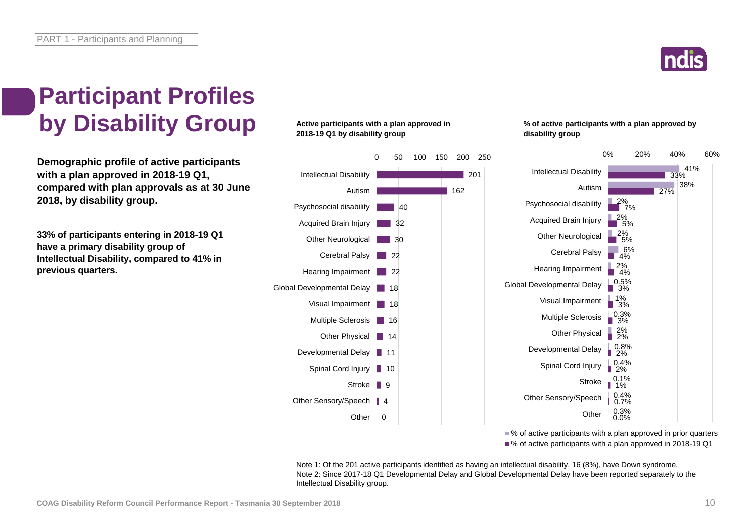# Participant Profiles by Disability Group

**Demographic profile of active participants with a plan approved in 2018-19 Q1, compared with plan approvals as at 30 June 2018, by disability group.**

**33% of participants entering in 2018-19 Q1 have a primary disability group of Intellectual Disability, compared to 41% in previous quarters.**

**Active participants with a plan approved in 2018-19 Q1 by disability group**

| Disability group | Active participants |
|---|---|
| Intellectual Disability | 201 |
| Autism | 162 |
| Psychosocial disability | 40 |
| Acquired Brain Injury | 32 |
| Other Neurological | 30 |
| Cerebral Palsy | 22 |
| Hearing Impairment | 22 |
| Global Developmental Delay | 18 |
| Visual Impairment | 18 |
| Multiple Sclerosis | 16 |
| Other Physical | 14 |
| Developmental Delay | 11 |
| Spinal Cord Injury | 10 |
| Stroke | 9 |
| Other Sensory/Speech | 4 |
| Other | 0 |

**% of active participants with a plan approved by disability group**

| Disability group | % of active participants with a plan approved in prior quarters | % of active participants with a plan approved in 2018-19 Q1 |
|---|---|---|
| Intellectual Disability | 41% | 33% |
| Autism | 38% | 27% |
| Psychosocial disability | 2% | 7% |
| Acquired Brain Injury | 2% | 5% |
| Other Neurological | 2% | 5% |
| Cerebral Palsy | 6% | 4% |
| Hearing Impairment | 2% | 4% |
| Global Developmental Delay | 0.5% | 3% |
| Visual Impairment | 1% | 3% |
| Multiple Sclerosis | 0.3% | 3% |
| Other Physical | 2% | 2% |
| Developmental Delay | 0.8% | 2% |
| Spinal Cord Injury | 0.4% | 2% |
| Stroke | 0.1% | 1% |
| Other Sensory/Speech | 0.4% | 0.7% |
| Other | 0.3% | 0.0% |

Note 1: Of the 201 active participants identified as having an intellectual disability, 16 (8%), have Down syndrome.
Note 2: Since 2017-18 Q1 Developmental Delay and Global Developmental Delay have been reported separately to the Intellectual Disability group.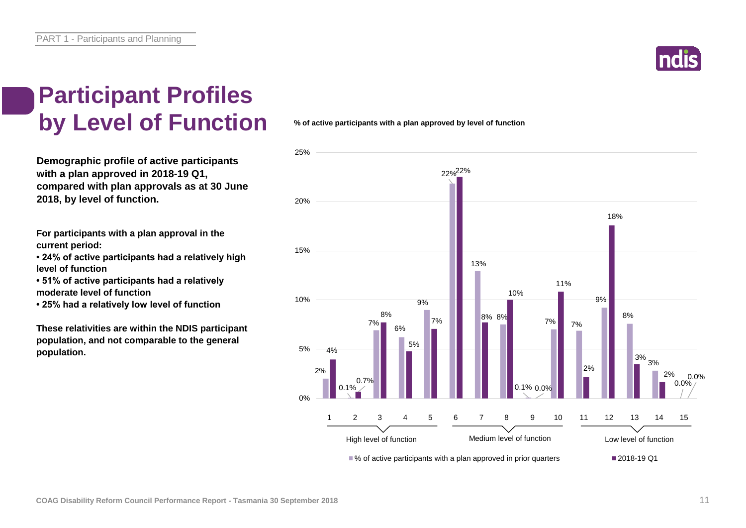# Participant Profiles by Level of Function

**Demographic profile of active participants with a plan approved in 2018-19 Q1, compared with plan approvals as at 30 June 2018, by level of function.**

**For participants with a plan approval in the current period:**

- **24% of active participants had a relatively high level of function**
- **51% of active participants had a relatively moderate level of function**
- **25% had a relatively low level of function**

**These relativities are within the NDIS participant population, and not comparable to the general population.**

**% of active participants with a plan approved by level of function**

| Level of function | Group | % of active participants with a plan approved in prior quarters | 2018-19 Q1 |
|---|---|---|---|
| 1 | High level of function | 2% | 4% |
| 2 | High level of function | 0.1% | 0.7% |
| 3 | High level of function | 7% | 8% |
| 4 | High level of function | 6% | 5% |
| 5 | High level of function | 9% | 7% |
| 6 | Medium level of function | 22% | 22% |
| 7 | Medium level of function | 13% | 8% |
| 8 | Medium level of function | 8% | 10% |
| 9 | Medium level of function | 0.1% | 0.0% |
| 10 | Medium level of function | 7% | 11% |
| 11 | Low level of function | 7% | 2% |
| 12 | Low level of function | 9% | 18% |
| 13 | Low level of function | 8% | 3% |
| 14 | Low level of function | 3% | 2% |
| 15 | Low level of function | 0.0% | 0.0% |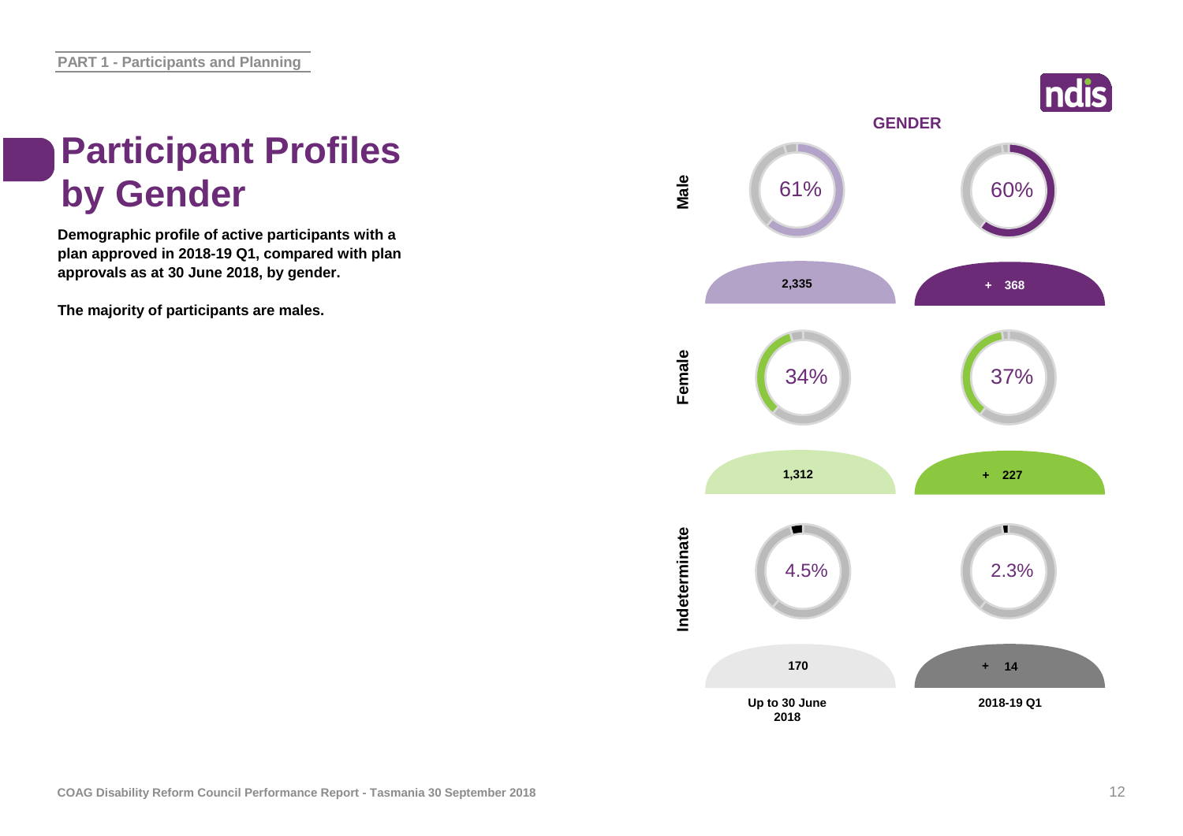# Participant Profiles by Gender

**Demographic profile of active participants with a plan approved in 2018-19 Q1, compared with plan approvals as at 30 June 2018, by gender.**

**The majority of participants are males.**

## GENDER

| Gender | Up to 30 June 2018 | | 2018-19 Q1 | |
|---|---|---|---|---|
| | % | Number | % | Number |
| Male | 61% | 2,335 | 60% | + 368 |
| Female | 34% | 1,312 | 37% | + 227 |
| Indeterminate | 4.5% | 170 | 2.3% | + 14 |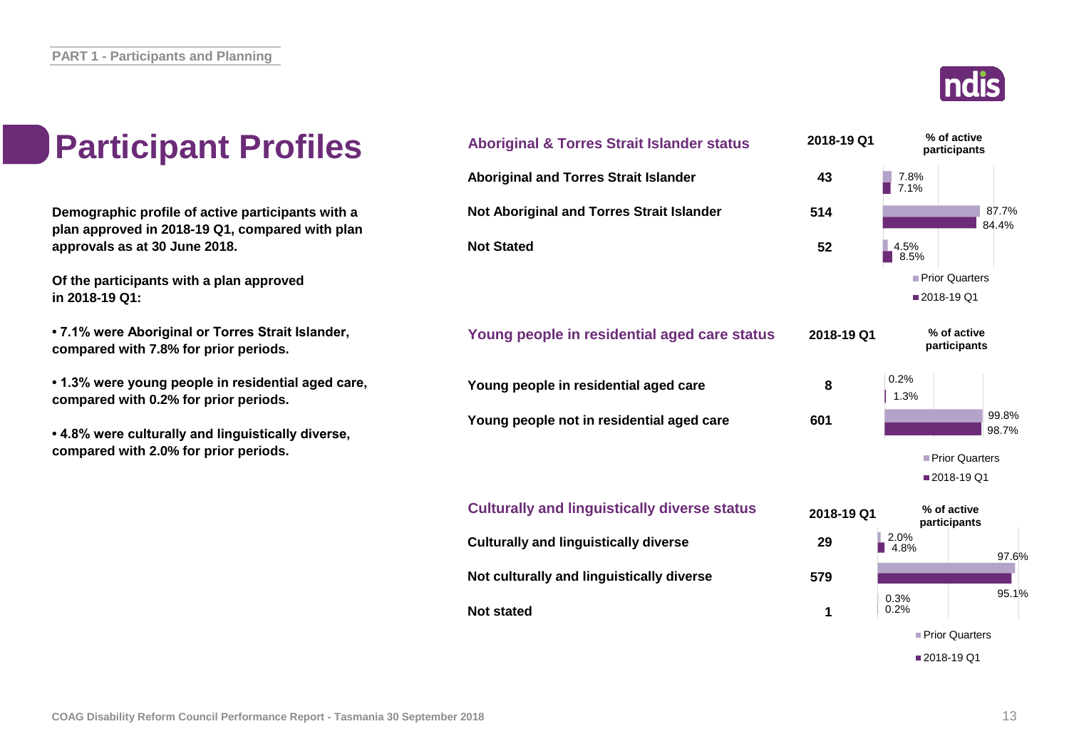# Participant Profiles

**Demographic profile of active participants with a plan approved in 2018-19 Q1, compared with plan approvals as at 30 June 2018.**

**Of the participants with a plan approved in 2018-19 Q1:**

- **7.1% were Aboriginal or Torres Strait Islander, compared with 7.8% for prior periods.**
- **1.3% were young people in residential aged care, compared with 0.2% for prior periods.**
- **4.8% were culturally and linguistically diverse, compared with 2.0% for prior periods.**

## Aboriginal & Torres Strait Islander status

| Aboriginal & Torres Strait Islander status | 2018-19 Q1 | % of active participants – Prior Quarters | % of active participants – 2018-19 Q1 |
|---|---|---|---|
| Aboriginal and Torres Strait Islander | 43 | 7.8% | 7.1% |
| Not Aboriginal and Torres Strait Islander | 514 | 87.7% | 84.4% |
| Not Stated | 52 | 4.5% | 8.5% |

## Young people in residential aged care status

| Young people in residential aged care status | 2018-19 Q1 | % of active participants – Prior Quarters | % of active participants – 2018-19 Q1 |
|---|---|---|---|
| Young people in residential aged care | 8 | 0.2% | 1.3% |
| Young people not in residential aged care | 601 | 99.8% | 98.7% |

## Culturally and linguistically diverse status

| Culturally and linguistically diverse status | 2018-19 Q1 | % of active participants – Prior Quarters | % of active participants – 2018-19 Q1 |
|---|---|---|---|
| Culturally and linguistically diverse | 29 | 2.0% | 4.8% |
| Not culturally and linguistically diverse | 579 | 97.6% | 95.1% |
| Not stated | 1 | 0.3% | 0.2% |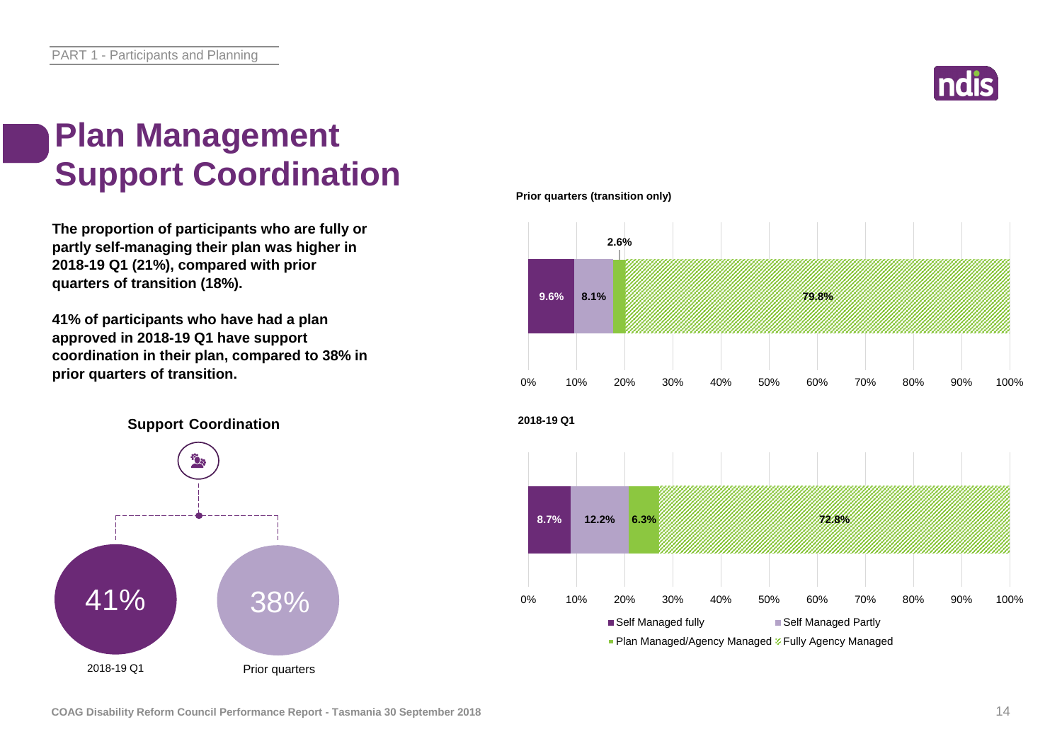# Plan Management Support Coordination

**The proportion of participants who are fully or partly self-managing their plan was higher in 2018-19 Q1 (21%), compared with prior quarters of transition (18%).**

**41% of participants who have had a plan approved in 2018-19 Q1 have support coordination in their plan, compared to 38% in prior quarters of transition.**

**Support Coordination**

| 2018-19 Q1 | Prior quarters |
|---|---|
| 41% | 38% |

**Prior quarters (transition only)**

| Self Managed fully | Self Managed Partly | Plan Managed/Agency Managed | Fully Agency Managed |
|---|---|---|---|
| 9.6% | 8.1% | 2.6% | 79.8% |

**2018-19 Q1**

| Self Managed fully | Self Managed Partly | Plan Managed/Agency Managed | Fully Agency Managed |
|---|---|---|---|
| 8.7% | 12.2% | 6.3% | 72.8% |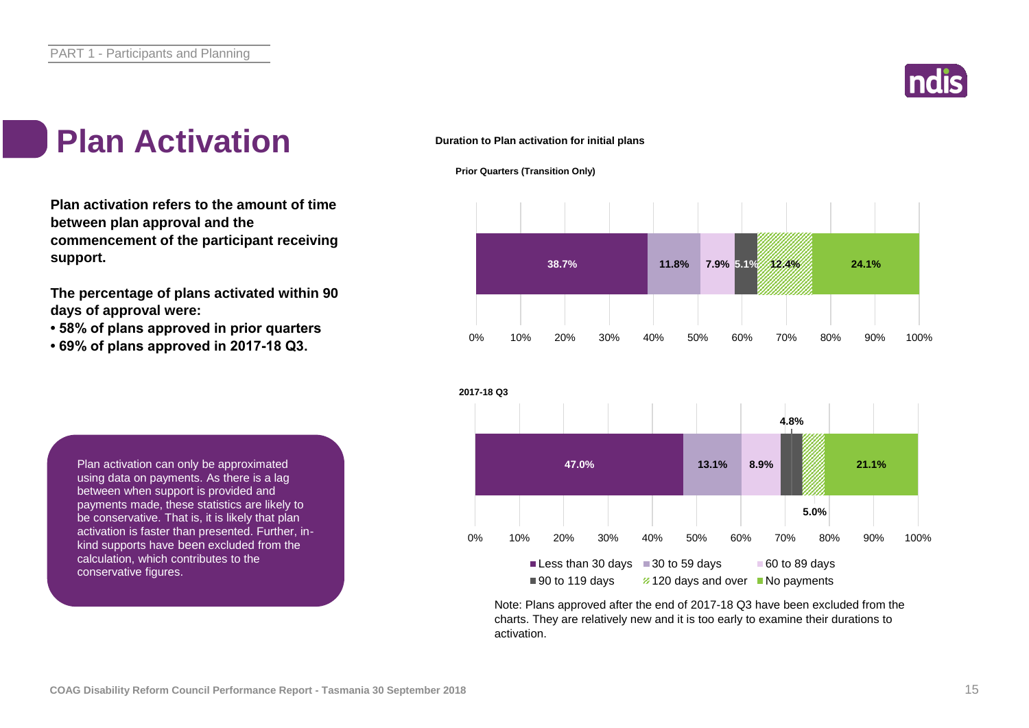# Plan Activation

**Plan activation refers to the amount of time between plan approval and the commencement of the participant receiving support.**

**The percentage of plans activated within 90 days of approval were:**

- **58% of plans approved in prior quarters**
- **69% of plans approved in 2017-18 Q3.**

Plan activation can only be approximated using data on payments. As there is a lag between when support is provided and payments made, these statistics are likely to be conservative. That is, it is likely that plan activation is faster than presented. Further, in-kind supports have been excluded from the calculation, which contributes to the conservative figures.

**Duration to Plan activation for initial plans**

**Prior Quarters (Transition Only)**

| Less than 30 days | 30 to 59 days | 60 to 89 days | 90 to 119 days | 120 days and over | No payments |
|---|---|---|---|---|---|
| 38.7% | 11.8% | 7.9% | 5.1% | 12.4% | 24.1% |

**2017-18 Q3**

| Less than 30 days | 30 to 59 days | 60 to 89 days | 90 to 119 days | 120 days and over | No payments |
|---|---|---|---|---|---|
| 47.0% | 13.1% | 8.9% | 4.8% | 5.0% | 21.1% |

Note: Plans approved after the end of 2017-18 Q3 have been excluded from the charts. They are relatively new and it is too early to examine their durations to activation.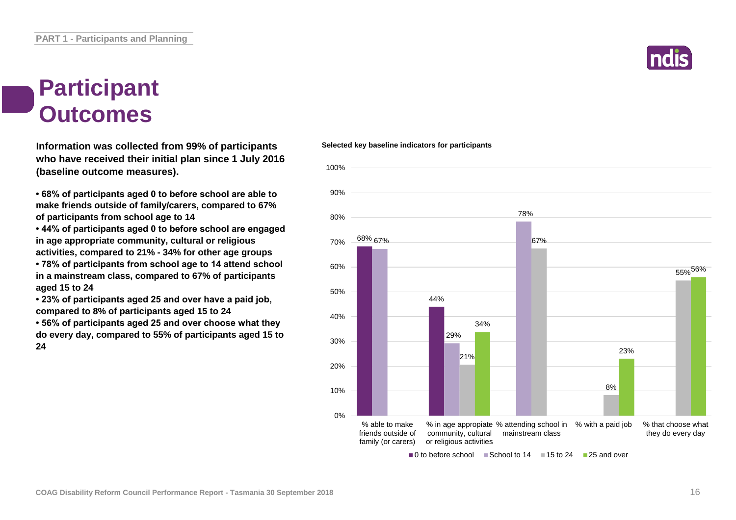# Participant Outcomes

**Information was collected from 99% of participants who have received their initial plan since 1 July 2016 (baseline outcome measures).**

- **68% of participants aged 0 to before school are able to make friends outside of family/carers, compared to 67% of participants from school age to 14**
- **44% of participants aged 0 to before school are engaged in age appropriate community, cultural or religious activities, compared to 21% - 34% for other age groups**
- **78% of participants from school age to 14 attend school in a mainstream class, compared to 67% of participants aged 15 to 24**
- **23% of participants aged 25 and over have a paid job, compared to 8% of participants aged 15 to 24**
- **56% of participants aged 25 and over choose what they do every day, compared to 55% of participants aged 15 to 24**

**Selected key baseline indicators for participants**

| | 0 to before school | School to 14 | 15 to 24 | 25 and over |
|---|---|---|---|---|
| % able to make friends outside of family (or carers) | 68% | 67% | | |
| % in age appropriate community, cultural or religious activities | 44% | 29% | 21% | 34% |
| % attending school in mainstream class | | 78% | 67% | |
| % with a paid job | | | 8% | 23% |
| % that choose what they do every day | | | 55% | 56% |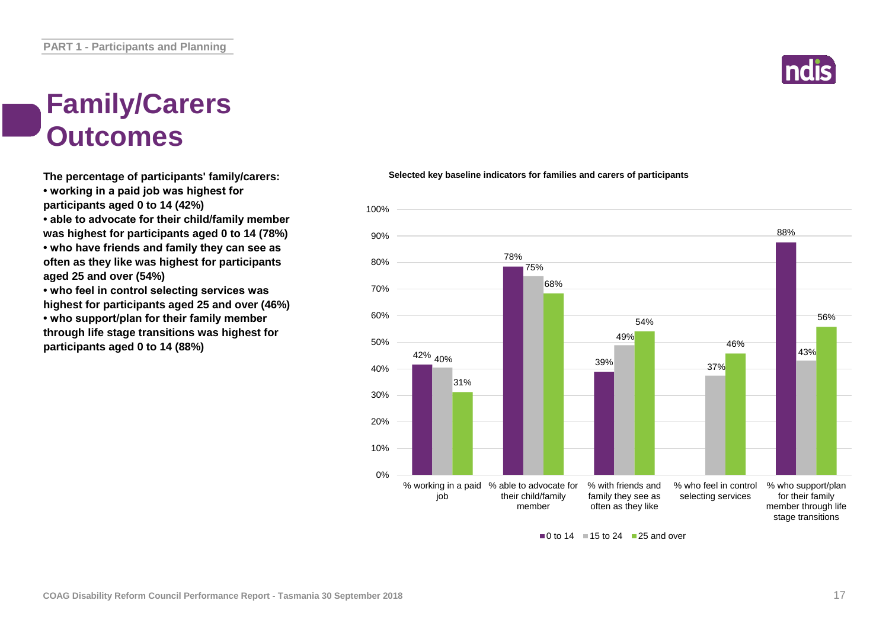PART 1 - Participants and Planning

# Family/Carers Outcomes

**The percentage of participants' family/carers:**
- **working in a paid job was highest for participants aged 0 to 14 (42%)**
- **able to advocate for their child/family member was highest for participants aged 0 to 14 (78%)**
- **who have friends and family they can see as often as they like was highest for participants aged 25 and over (54%)**
- **who feel in control selecting services was highest for participants aged 25 and over (46%)**
- **who support/plan for their family member through life stage transitions was highest for participants aged 0 to 14 (88%)**

**Selected key baseline indicators for families and carers of participants**

| Indicator | 0 to 14 | 15 to 24 | 25 and over |
| --- | --- | --- | --- |
| % working in a paid job | 42% | 40% | 31% |
| % able to advocate for their child/family member | 78% | 75% | 68% |
| % with friends and family they see as often as they like | 39% | 49% | 54% |
| % who feel in control selecting services | | 37% | 46% |
| % who support/plan for their family member through life stage transitions | 88% | 43% | 56% |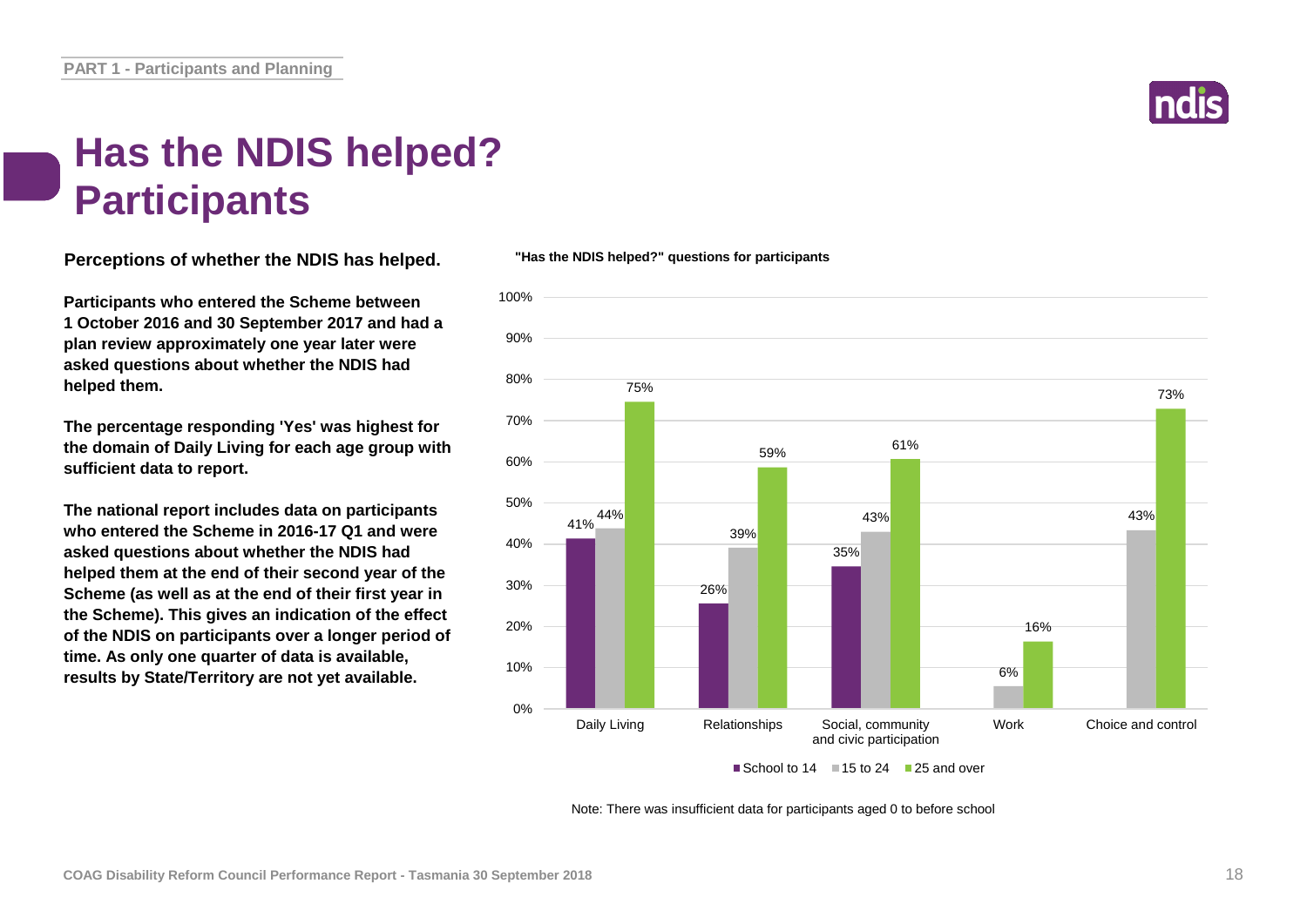# Has the NDIS helped? Participants

**Perceptions of whether the NDIS has helped.**

**Participants who entered the Scheme between 1 October 2016 and 30 September 2017 and had a plan review approximately one year later were asked questions about whether the NDIS had helped them.**

**The percentage responding 'Yes' was highest for the domain of Daily Living for each age group with sufficient data to report.**

**The national report includes data on participants who entered the Scheme in 2016-17 Q1 and were asked questions about whether the NDIS had helped them at the end of their second year of the Scheme (as well as at the end of their first year in the Scheme). This gives an indication of the effect of the NDIS on participants over a longer period of time. As only one quarter of data is available, results by State/Territory are not yet available.**

**"Has the NDIS helped?" questions for participants**

| Domain | School to 14 | 15 to 24 | 25 and over |
|---|---|---|---|
| Daily Living | 41% | 44% | 75% |
| Relationships | 26% | 39% | 59% |
| Social, community and civic participation | 35% | 43% | 61% |
| Work | | 6% | 16% |
| Choice and control | | 43% | 73% |

Note: There was insufficient data for participants aged 0 to before school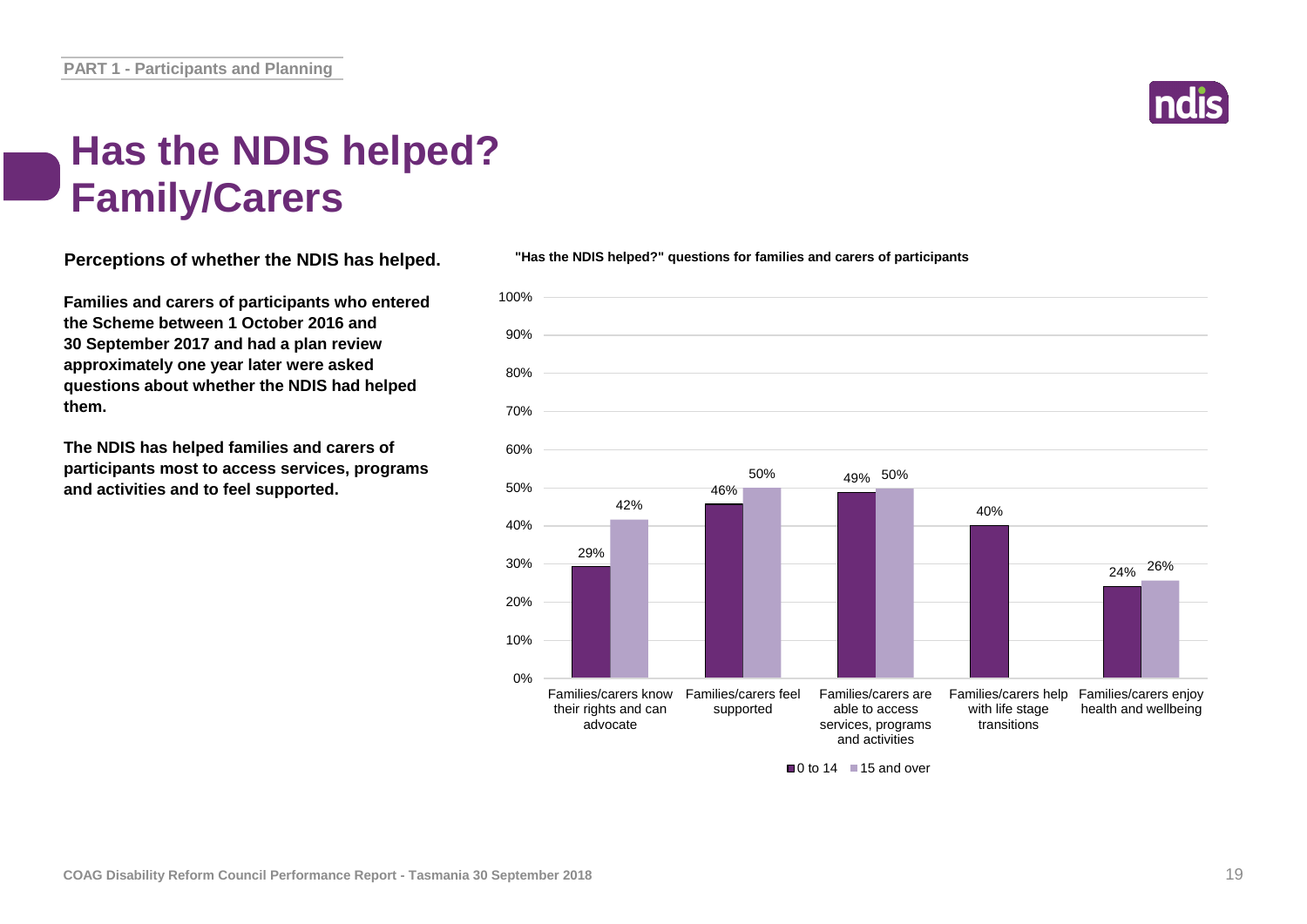# Has the NDIS helped? Family/Carers

**Perceptions of whether the NDIS has helped.**

**Families and carers of participants who entered the Scheme between 1 October 2016 and 30 September 2017 and had a plan review approximately one year later were asked questions about whether the NDIS had helped them.**

**The NDIS has helped families and carers of participants most to access services, programs and activities and to feel supported.**

**"Has the NDIS helped?" questions for families and carers of participants**

| Question | 0 to 14 | 15 and over |
|---|---|---|
| Families/carers know their rights and can advocate | 29% | 42% |
| Families/carers feel supported | 46% | 50% |
| Families/carers are able to access services, programs and activities | 49% | 50% |
| Families/carers help with life stage transitions | 40% | |
| Families/carers enjoy health and wellbeing | 24% | 26% |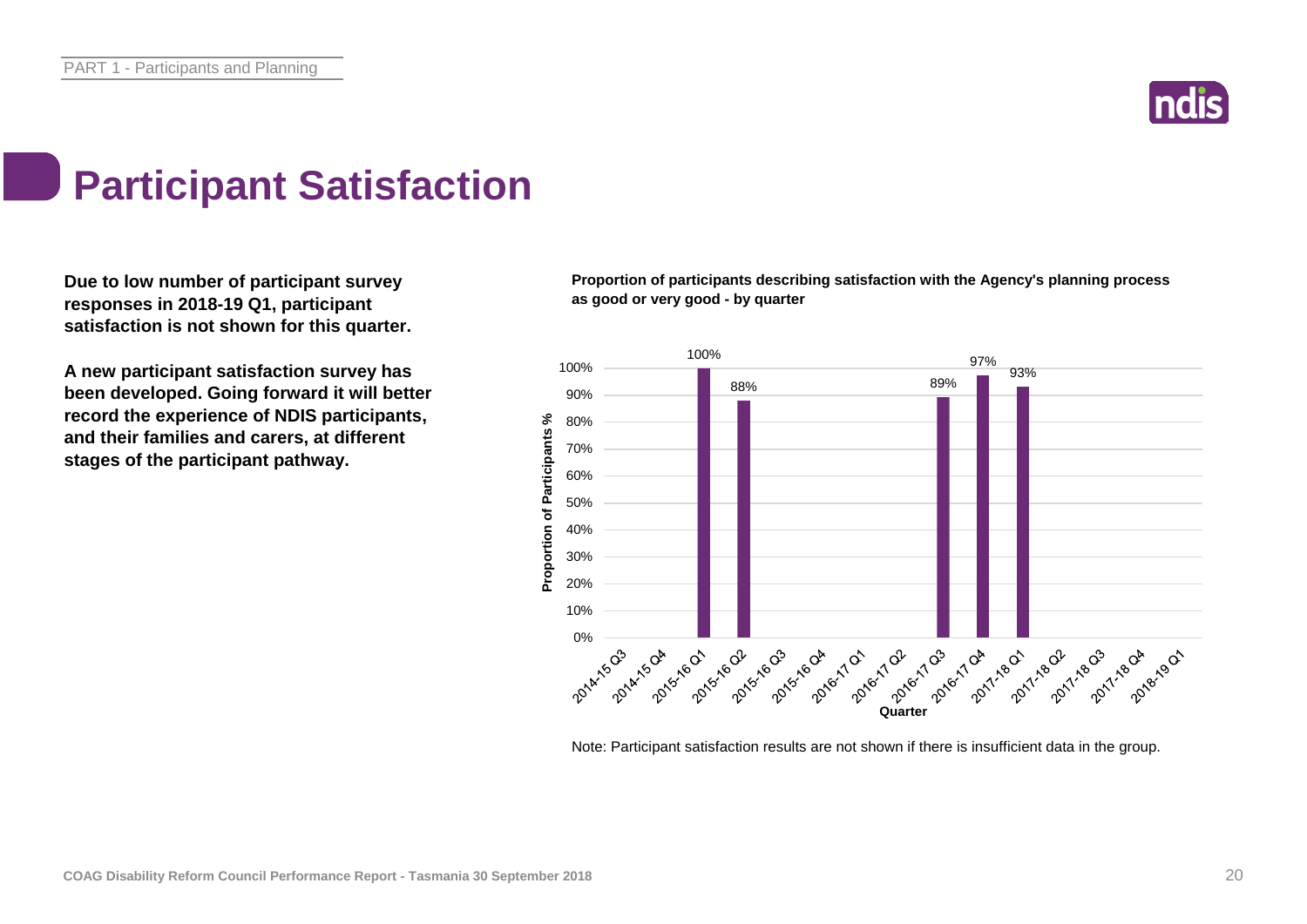# Participant Satisfaction

**Due to low number of participant survey responses in 2018-19 Q1, participant satisfaction is not shown for this quarter.**

**A new participant satisfaction survey has been developed. Going forward it will better record the experience of NDIS participants, and their families and carers, at different stages of the participant pathway.**

**Proportion of participants describing satisfaction with the Agency's planning process as good or very good - by quarter**

| Quarter | Proportion of Participants % |
| --- | --- |
| 2014-15 Q3 | |
| 2014-15 Q4 | |
| 2015-16 Q1 | 100% |
| 2015-16 Q2 | 88% |
| 2015-16 Q3 | |
| 2015-16 Q4 | |
| 2016-17 Q1 | |
| 2016-17 Q2 | |
| 2016-17 Q3 | 89% |
| 2016-17 Q4 | 97% |
| 2017-18 Q1 | 93% |
| 2017-18 Q2 | |
| 2017-18 Q3 | |
| 2017-18 Q4 | |
| 2018-19 Q1 | |

Note: Participant satisfaction results are not shown if there is insufficient data in the group.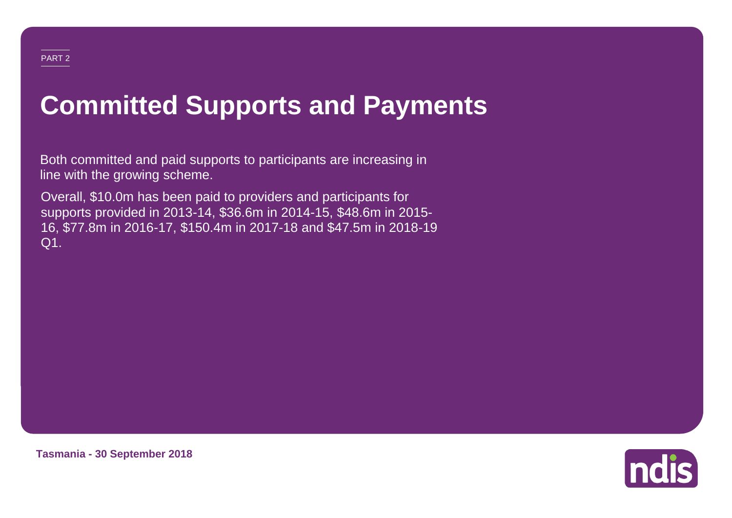PART 2

# Committed Supports and Payments

Both committed and paid supports to participants are increasing in line with the growing scheme.

Overall, $10.0m has been paid to providers and participants for supports provided in 2013-14, $36.6m in 2014-15, $48.6m in 2015-16, $77.8m in 2016-17, $150.4m in 2017-18 and $47.5m in 2018-19 Q1.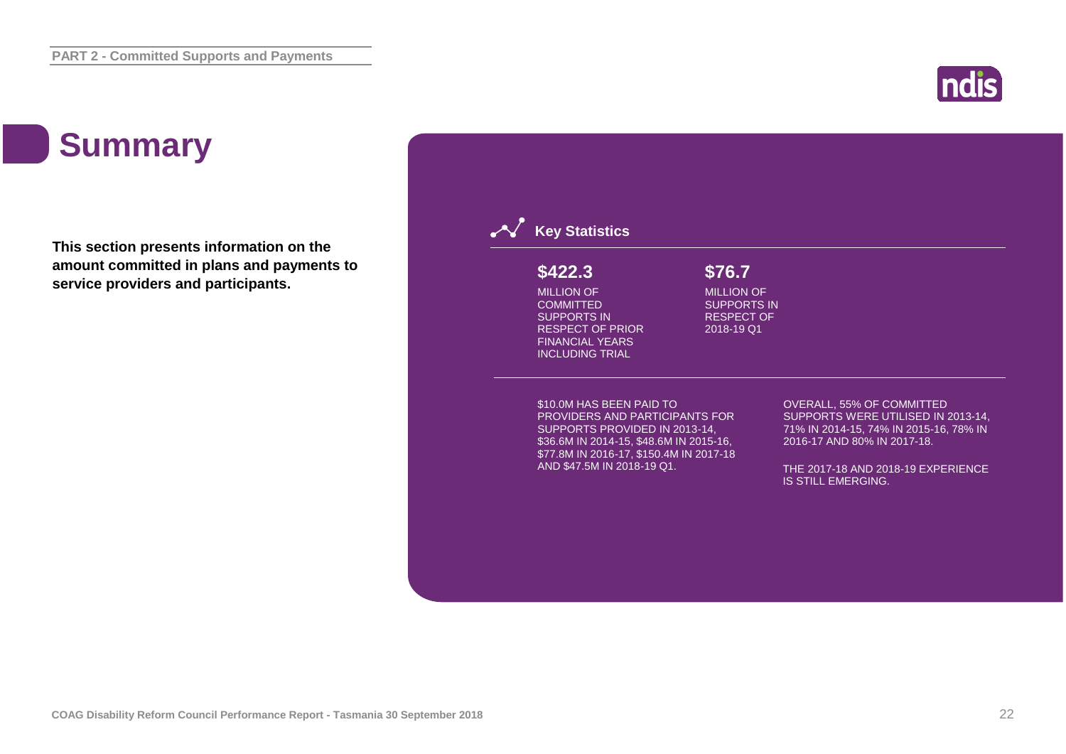# Summary

**This section presents information on the amount committed in plans and payments to service providers and participants.**

## Key Statistics

**$422.3**

MILLION OF COMMITTED SUPPORTS IN RESPECT OF PRIOR FINANCIAL YEARS INCLUDING TRIAL

**$76.7**

MILLION OF SUPPORTS IN RESPECT OF 2018-19 Q1

$10.0M HAS BEEN PAID TO PROVIDERS AND PARTICIPANTS FOR SUPPORTS PROVIDED IN 2013-14, $36.6M IN 2014-15, $48.6M IN 2015-16, $77.8M IN 2016-17, $150.4M IN 2017-18 AND $47.5M IN 2018-19 Q1.

OVERALL, 55% OF COMMITTED SUPPORTS WERE UTILISED IN 2013-14, 71% IN 2014-15, 74% IN 2015-16, 78% IN 2016-17 AND 80% IN 2017-18.

THE 2017-18 AND 2018-19 EXPERIENCE IS STILL EMERGING.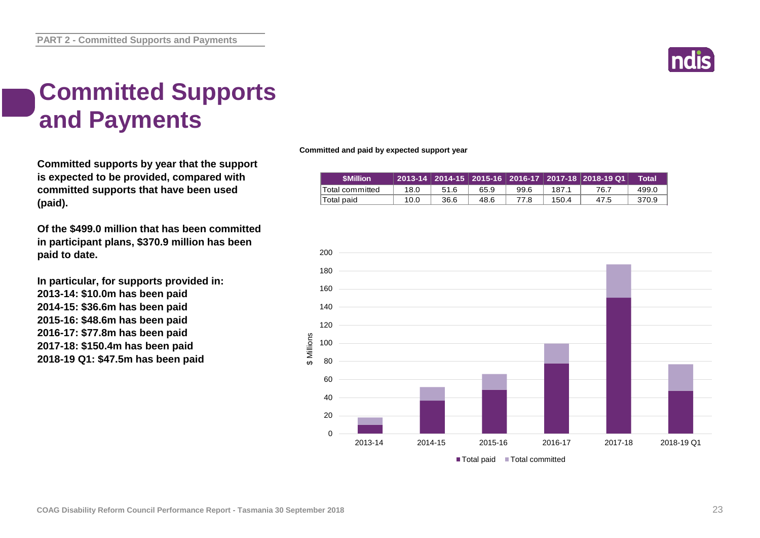# Committed Supports and Payments

**Committed supports by year that the support is expected to be provided, compared with committed supports that have been used (paid).**

**Of the $499.0 million that has been committed in participant plans, $370.9 million has been paid to date.**

**In particular, for supports provided in:**
**2013-14: $10.0m has been paid**
**2014-15: $36.6m has been paid**
**2015-16: $48.6m has been paid**
**2016-17: $77.8m has been paid**
**2017-18: $150.4m has been paid**
**2018-19 Q1: $47.5m has been paid**

**Committed and paid by expected support year**

| $Million | 2013-14 | 2014-15 | 2015-16 | 2016-17 | 2017-18 | 2018-19 Q1 | Total |
|---|---|---|---|---|---|---|---|
| Total committed | 18.0 | 51.6 | 65.9 | 99.6 | 187.1 | 76.7 | 499.0 |
| Total paid | 10.0 | 36.6 | 48.6 | 77.8 | 150.4 | 47.5 | 370.9 |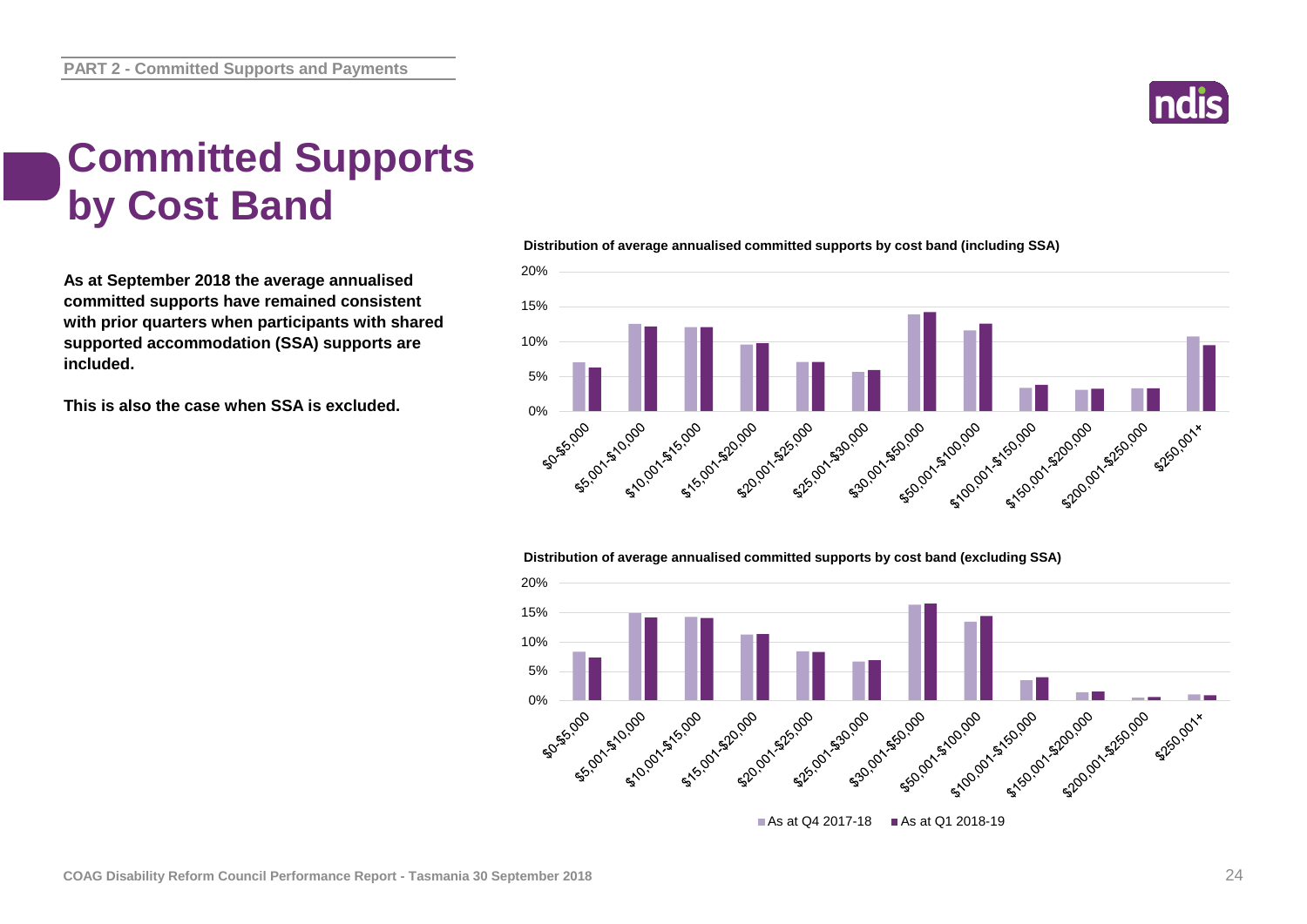# Committed Supports by Cost Band

**As at September 2018 the average annualised committed supports have remained consistent with prior quarters when participants with shared supported accommodation (SSA) supports are included.**

**This is also the case when SSA is excluded.**

**Distribution of average annualised committed supports by cost band (including SSA)**

**Distribution of average annualised committed supports by cost band (excluding SSA)**

As at Q4 2017-18 | As at Q1 2018-19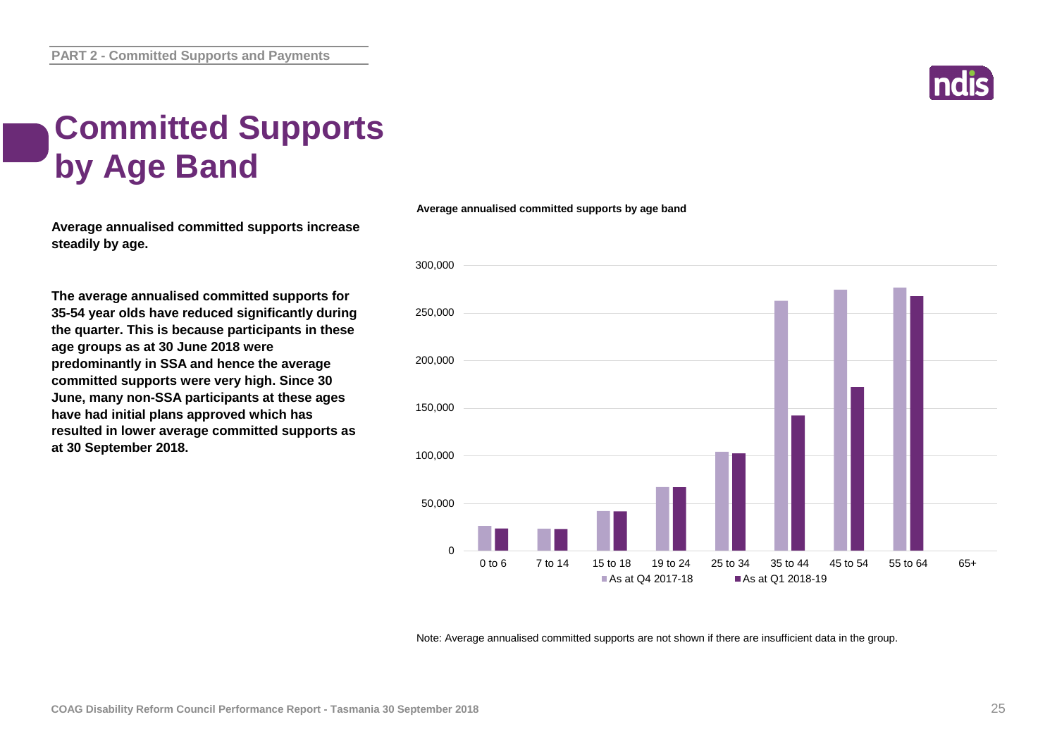# Committed Supports by Age Band

**Average annualised committed supports increase steadily by age.**

**The average annualised committed supports for 35-54 year olds have reduced significantly during the quarter. This is because participants in these age groups as at 30 June 2018 were predominantly in SSA and hence the average committed supports were very high. Since 30 June, many non-SSA participants at these ages have had initial plans approved which has resulted in lower average committed supports as at 30 September 2018.**

**Average annualised committed supports by age band**

Note: Average annualised committed supports are not shown if there are insufficient data in the group.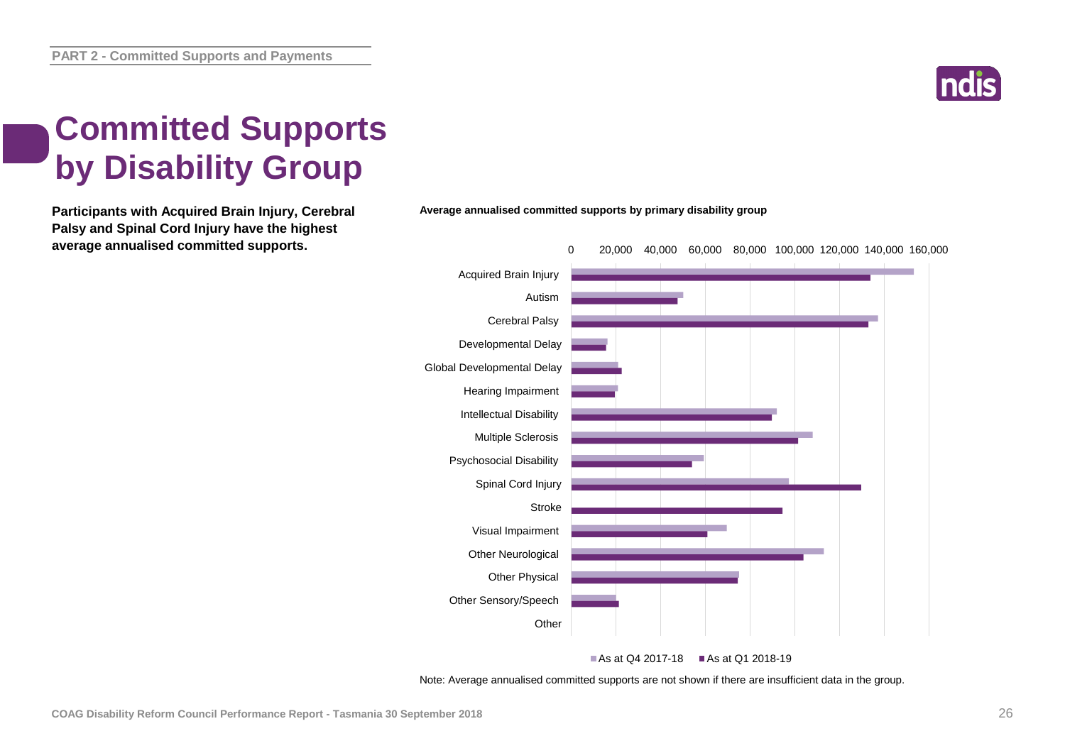# Committed Supports by Disability Group

**Participants with Acquired Brain Injury, Cerebral Palsy and Spinal Cord Injury have the highest average annualised committed supports.**

**Average annualised committed supports by primary disability group**

Note: Average annualised committed supports are not shown if there are insufficient data in the group.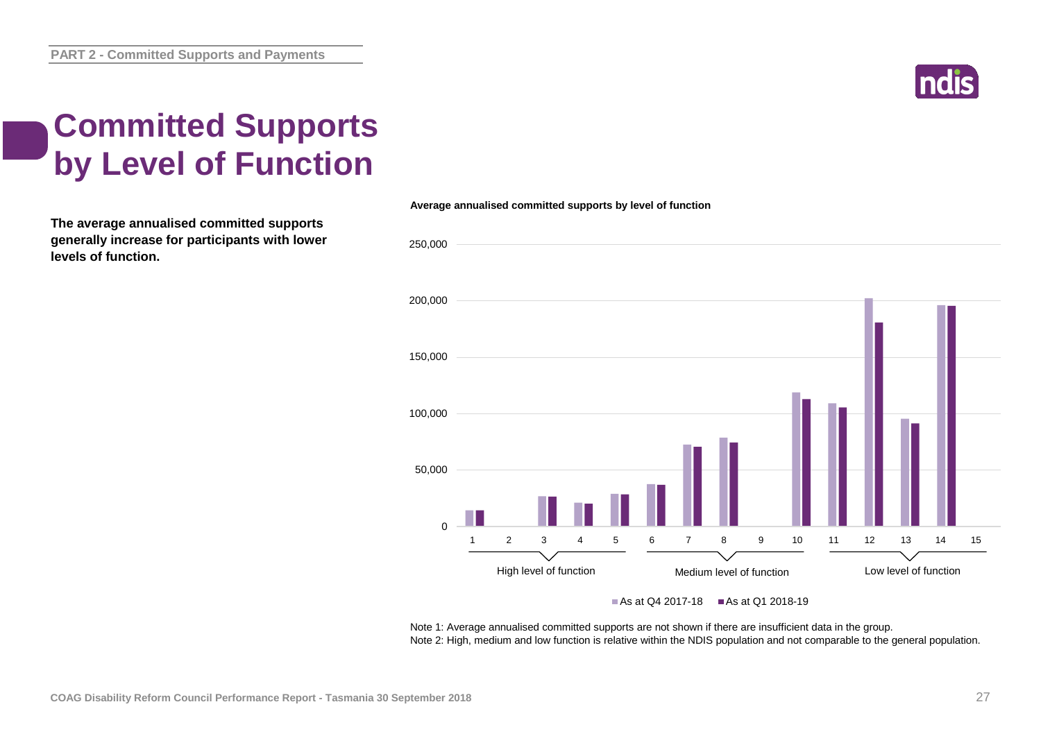# Committed Supports by Level of Function

**The average annualised committed supports generally increase for participants with lower levels of function.**

**Average annualised committed supports by level of function**

Note 1: Average annualised committed supports are not shown if there are insufficient data in the group.
Note 2: High, medium and low function is relative within the NDIS population and not comparable to the general population.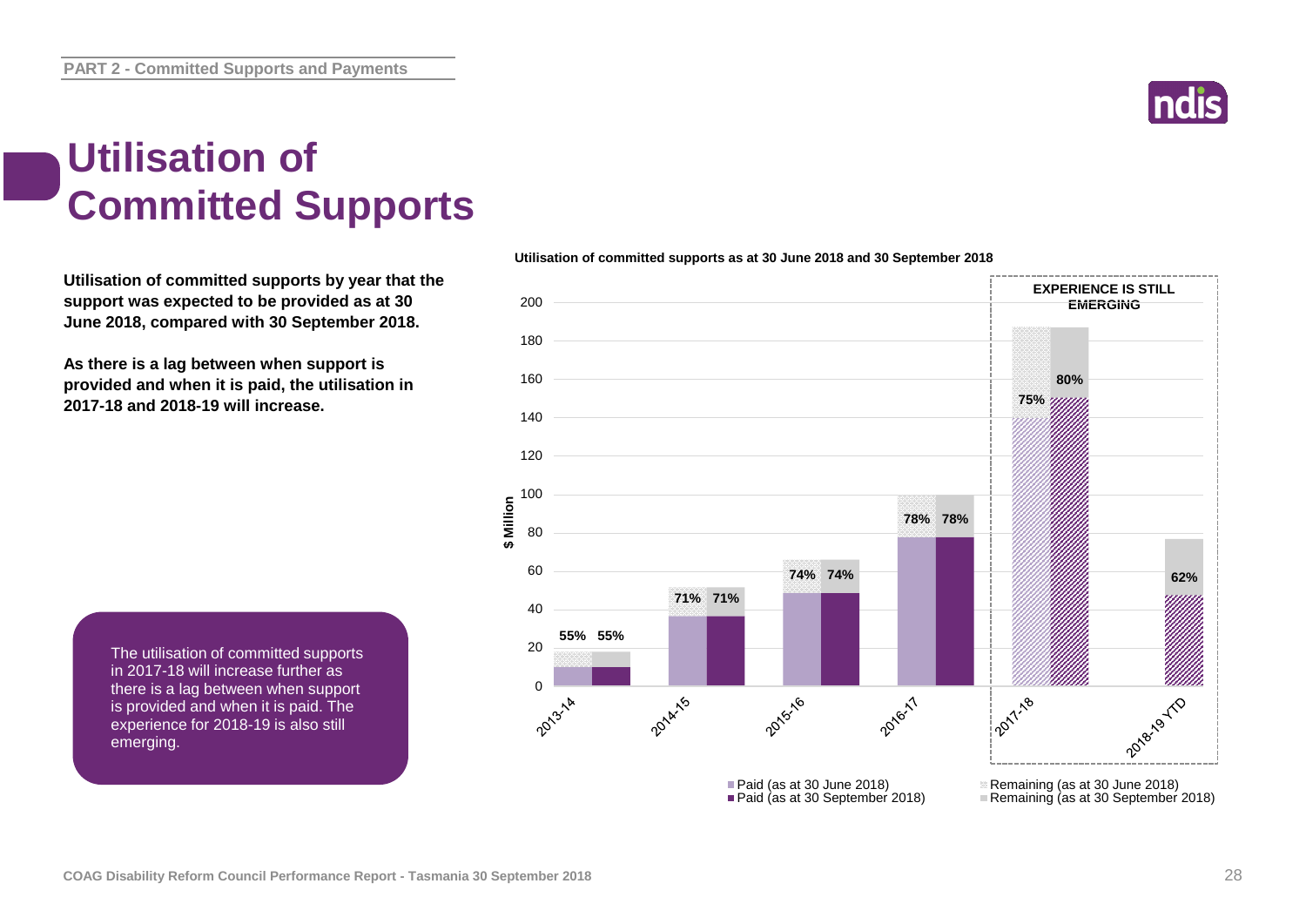# Utilisation of Committed Supports

**Utilisation of committed supports by year that the support was expected to be provided as at 30 June 2018, compared with 30 September 2018.**

**As there is a lag between when support is provided and when it is paid, the utilisation in 2017-18 and 2018-19 will increase.**

The utilisation of committed supports in 2017-18 will increase further as there is a lag between when support is provided and when it is paid. The experience for 2018-19 is also still emerging.

**Utilisation of committed supports as at 30 June 2018 and 30 September 2018**

| Year | Utilisation (as at 30 June 2018) | Utilisation (as at 30 September 2018) |
|---|---|---|
| 2013-14 | 55% | 55% |
| 2014-15 | 71% | 71% |
| 2015-16 | 74% | 74% |
| 2016-17 | 78% | 78% |
| 2017-18 | 75% | 80% |
| 2018-19 YTD | | 62% |

EXPERIENCE IS STILL EMERGING (2017-18 and 2018-19 YTD)

Legend: Paid (as at 30 June 2018); Paid (as at 30 September 2018); Remaining (as at 30 June 2018); Remaining (as at 30 September 2018). Y-axis: $ Million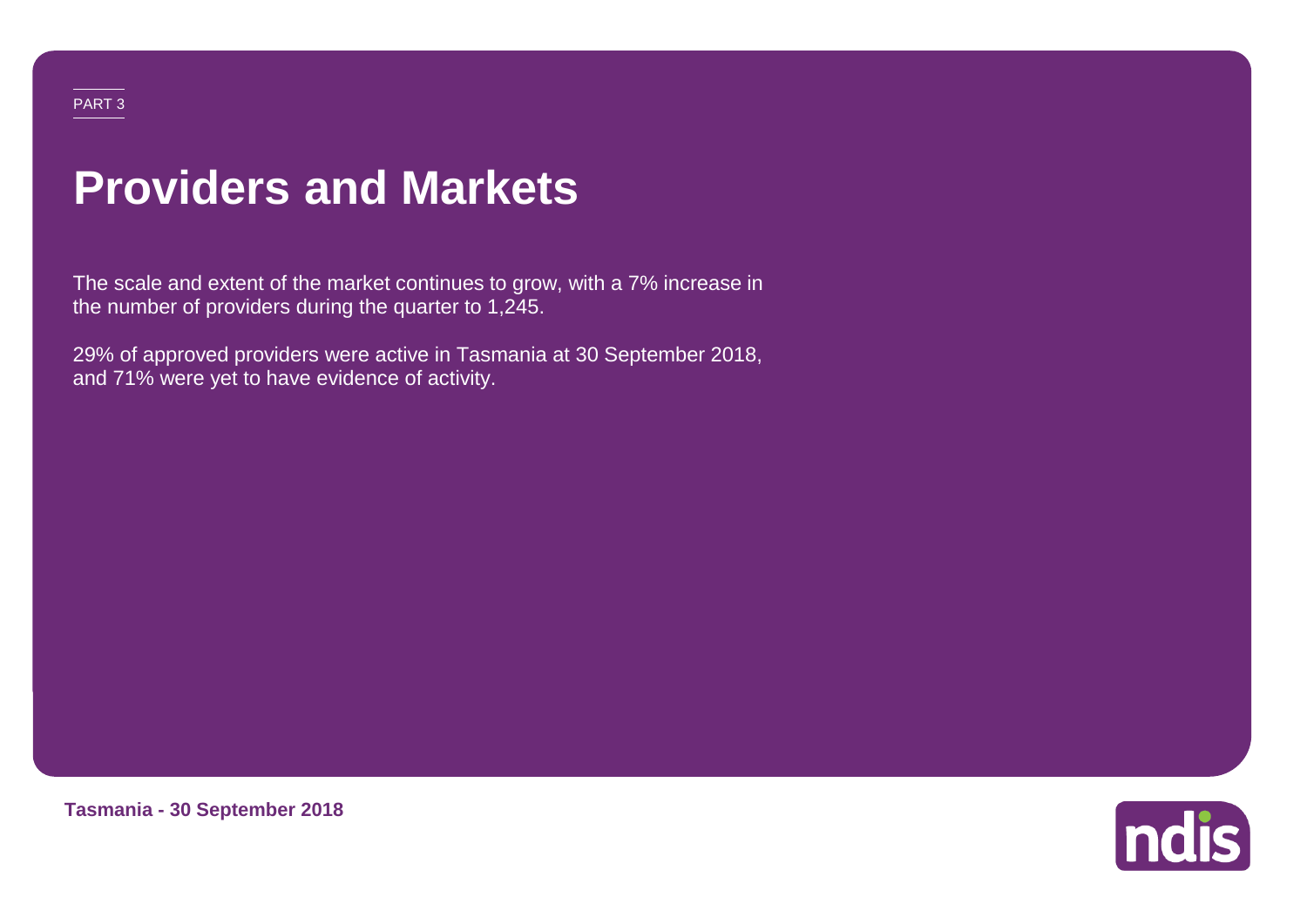PART 3

# Providers and Markets

The scale and extent of the market continues to grow, with a 7% increase in the number of providers during the quarter to 1,245.

29% of approved providers were active in Tasmania at 30 September 2018, and 71% were yet to have evidence of activity.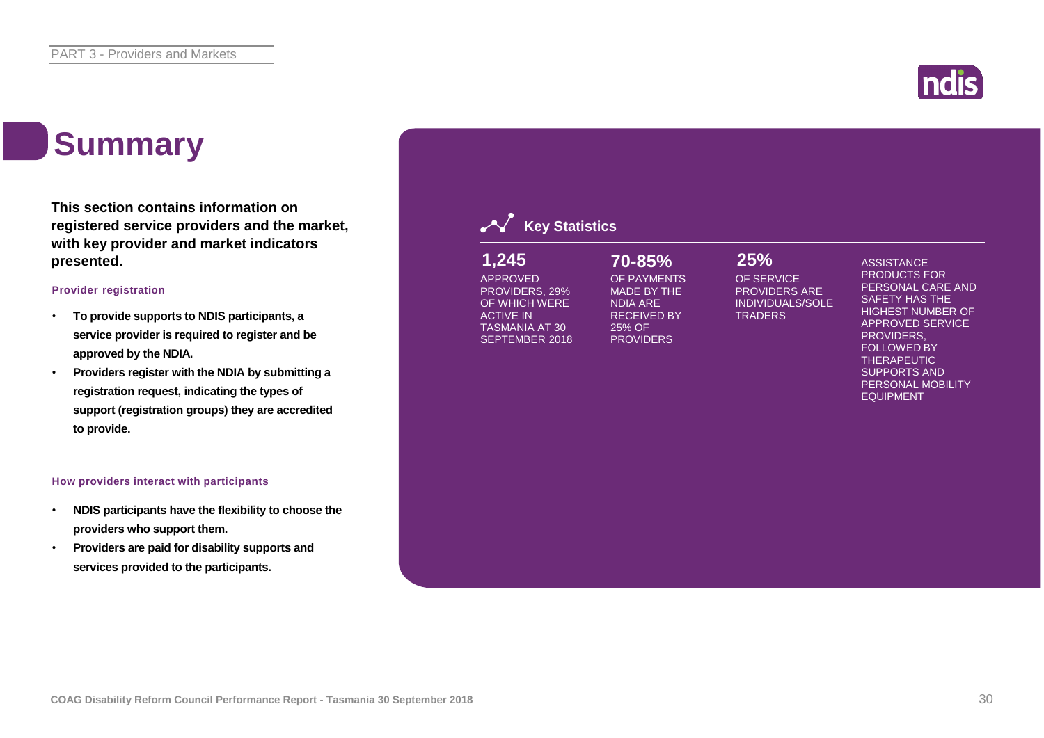# Summary

**This section contains information on registered service providers and the market, with key provider and market indicators presented.**

### Provider registration

- **To provide supports to NDIS participants, a service provider is required to register and be approved by the NDIA.**
- **Providers register with the NDIA by submitting a registration request, indicating the types of support (registration groups) they are accredited to provide.**

### How providers interact with participants

- **NDIS participants have the flexibility to choose the providers who support them.**
- **Providers are paid for disability supports and services provided to the participants.**

## Key Statistics

**1,245**

APPROVED PROVIDERS, 29% OF WHICH WERE ACTIVE IN TASMANIA AT 30 SEPTEMBER 2018

**70-85%**

OF PAYMENTS MADE BY THE NDIA ARE RECEIVED BY 25% OF PROVIDERS

**25%**

OF SERVICE PROVIDERS ARE INDIVIDUALS/SOLE TRADERS

ASSISTANCE PRODUCTS FOR PERSONAL CARE AND SAFETY HAS THE HIGHEST NUMBER OF APPROVED SERVICE PROVIDERS, FOLLOWED BY THERAPEUTIC SUPPORTS AND PERSONAL MOBILITY EQUIPMENT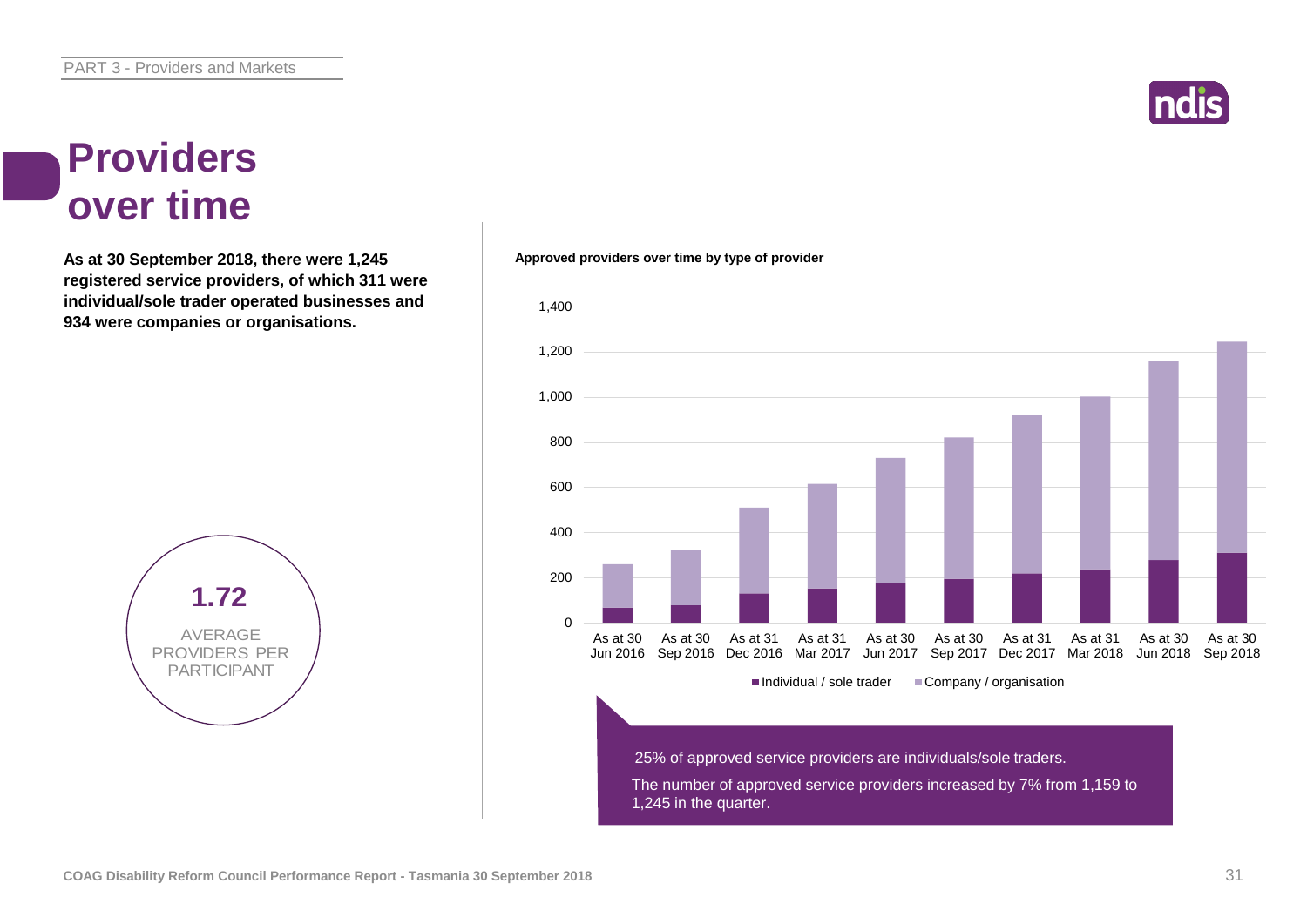# Providers over time

**As at 30 September 2018, there were 1,245 registered service providers, of which 311 were individual/sole trader operated businesses and 934 were companies or organisations.**

**1.72**

AVERAGE PROVIDERS PER PARTICIPANT

**Approved providers over time by type of provider**

25% of approved service providers are individuals/sole traders.

The number of approved service providers increased by 7% from 1,159 to 1,245 in the quarter.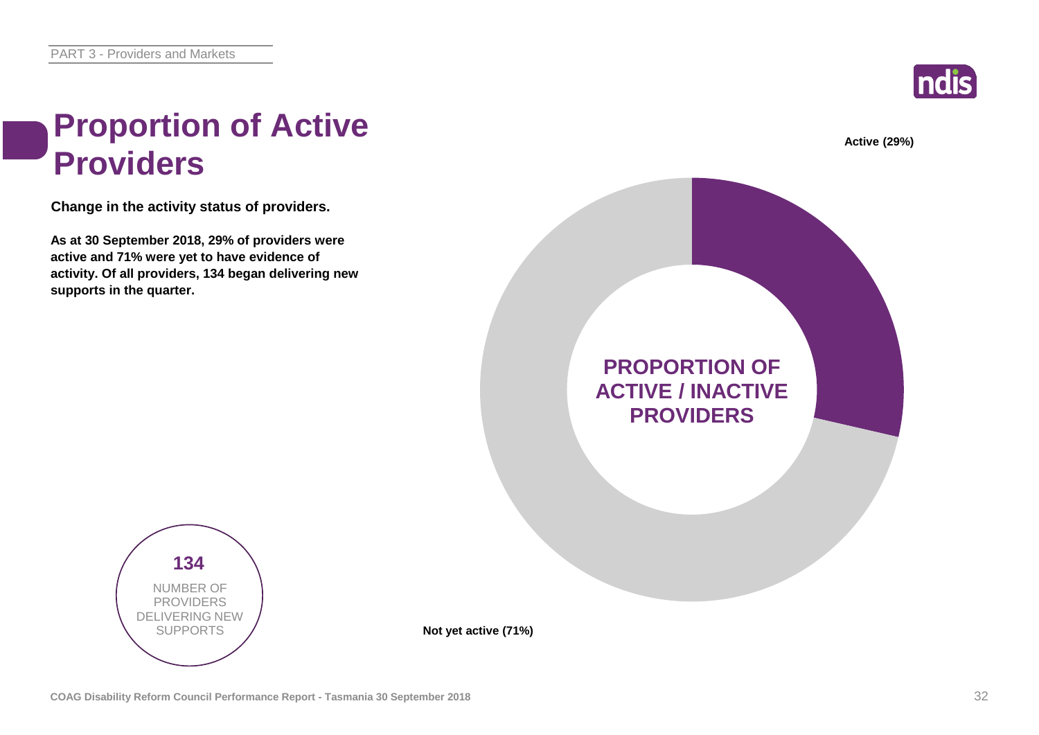# Proportion of Active Providers

**Change in the activity status of providers.**

**As at 30 September 2018, 29% of providers were active and 71% were yet to have evidence of activity. Of all providers, 134 began delivering new supports in the quarter.**

**PROPORTION OF ACTIVE / INACTIVE PROVIDERS**

**Active (29%)**

**Not yet active (71%)**

**134**

NUMBER OF PROVIDERS DELIVERING NEW SUPPORTS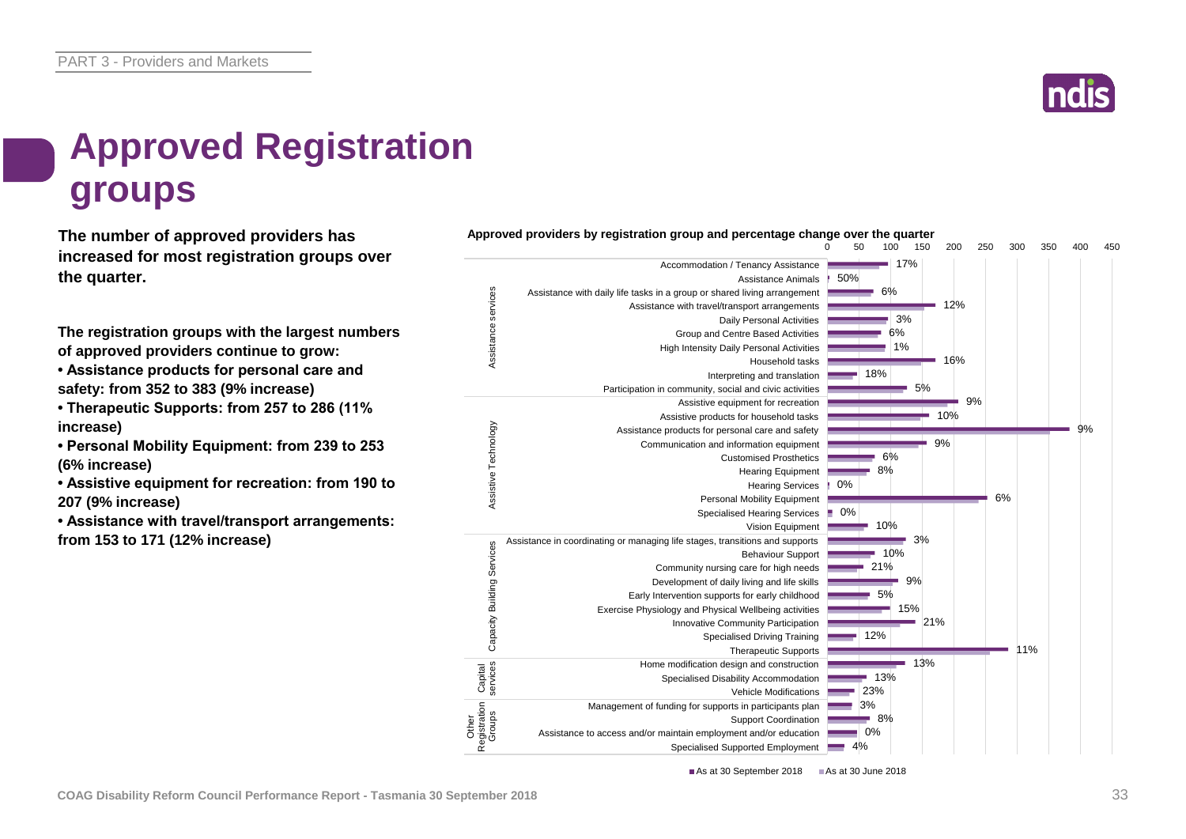# Approved Registration groups

**The number of approved providers has increased for most registration groups over the quarter.**

**The registration groups with the largest numbers of approved providers continue to grow:**

- **Assistance products for personal care and safety: from 352 to 383 (9% increase)**
- **Therapeutic Supports: from 257 to 286 (11% increase)**
- **Personal Mobility Equipment: from 239 to 253 (6% increase)**
- **Assistive equipment for recreation: from 190 to 207 (9% increase)**
- **Assistance with travel/transport arrangements: from 153 to 171 (12% increase)**

**Approved providers by registration group and percentage change over the quarter**

| Category | Registration group | % change |
|---|---|---|
| Assistance services | Accommodation / Tenancy Assistance | 17% |
| | Assistance Animals | 50% |
| | Assistance with daily life tasks in a group or shared living arrangement | 6% |
| | Assistance with travel/transport arrangements | 12% |
| | Daily Personal Activities | 3% |
| | Group and Centre Based Activities | 6% |
| | High Intensity Daily Personal Activities | 1% |
| | Household tasks | 16% |
| | Interpreting and translation | 18% |
| | Participation in community, social and civic activities | 5% |
| Assistive Technology | Assistive equipment for recreation | 9% |
| | Assistive products for household tasks | 10% |
| | Assistance products for personal care and safety | 9% |
| | Communication and information equipment | 9% |
| | Customised Prosthetics | 6% |
| | Hearing Equipment | 8% |
| | Hearing Services | 0% |
| | Personal Mobility Equipment | 6% |
| | Specialised Hearing Services | 0% |
| | Vision Equipment | 10% |
| Capacity Building Services | Assistance in coordinating or managing life stages, transitions and supports | 3% |
| | Behaviour Support | 10% |
| | Community nursing care for high needs | 21% |
| | Development of daily living and life skills | 9% |
| | Early Intervention supports for early childhood | 5% |
| | Exercise Physiology and Physical Wellbeing activities | 15% |
| | Innovative Community Participation | 21% |
| | Specialised Driving Training | 12% |
| | Therapeutic Supports | 11% |
| Capital services | Home modification design and construction | 13% |
| | Specialised Disability Accommodation | 13% |
| | Vehicle Modifications | 23% |
| Other Registration Groups | Management of funding for supports in participants plan | 3% |
| | Support Coordination | 8% |
| | Assistance to access and/or maintain employment and/or education | 0% |
| | Specialised Supported Employment | 4% |

■ As at 30 September 2018 ■ As at 30 June 2018

COAG Disability Reform Council Performance Report - Tasmania 30 September 2018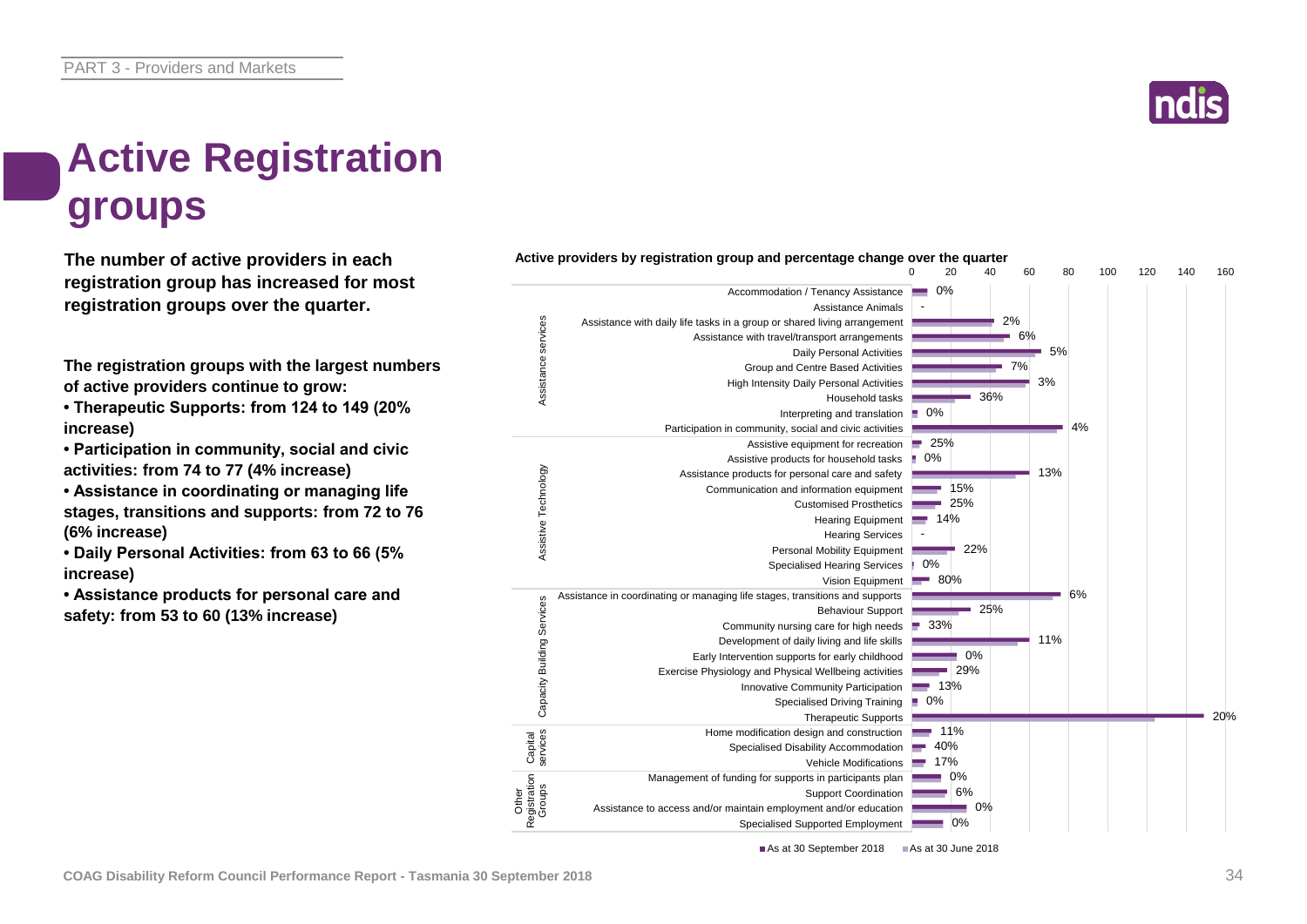# Active Registration groups

**The number of active providers in each registration group has increased for most registration groups over the quarter.**

**The registration groups with the largest numbers of active providers continue to grow:**

- **Therapeutic Supports: from 124 to 149 (20% increase)**
- **Participation in community, social and civic activities: from 74 to 77 (4% increase)**
- **Assistance in coordinating or managing life stages, transitions and supports: from 72 to 76 (6% increase)**
- **Daily Personal Activities: from 63 to 66 (5% increase)**
- **Assistance products for personal care and safety: from 53 to 60 (13% increase)**

**Active providers by registration group and percentage change over the quarter**

| Group | Registration group | % change |
|---|---|---|
| Assistance services | Accommodation / Tenancy Assistance | 0% |
| | Assistance Animals | - |
| | Assistance with daily life tasks in a group or shared living arrangement | 2% |
| | Assistance with travel/transport arrangements | 6% |
| | Daily Personal Activities | 5% |
| | Group and Centre Based Activities | 7% |
| | High Intensity Daily Personal Activities | 3% |
| | Household tasks | 36% |
| | Interpreting and translation | 0% |
| | Participation in community, social and civic activities | 4% |
| Assistive Technology | Assistive equipment for recreation | 25% |
| | Assistive products for household tasks | 0% |
| | Assistance products for personal care and safety | 13% |
| | Communication and information equipment | 15% |
| | Customised Prosthetics | 25% |
| | Hearing Equipment | 14% |
| | Hearing Services | - |
| | Personal Mobility Equipment | 22% |
| | Specialised Hearing Services | 0% |
| | Vision Equipment | 80% |
| Capacity Building Services | Assistance in coordinating or managing life stages, transitions and supports | 6% |
| | Behaviour Support | 25% |
| | Community nursing care for high needs | 33% |
| | Development of daily living and life skills | 11% |
| | Early Intervention supports for early childhood | 0% |
| | Exercise Physiology and Physical Wellbeing activities | 29% |
| | Innovative Community Participation | 13% |
| | Specialised Driving Training | 0% |
| | Therapeutic Supports | 20% |
| Capital services | Home modification design and construction | 11% |
| | Specialised Disability Accommodation | 40% |
| | Vehicle Modifications | 17% |
| Other Registration Groups | Management of funding for supports in participants plan | 0% |
| | Support Coordination | 6% |
| | Assistance to access and/or maintain employment and/or education | 0% |
| | Specialised Supported Employment | 0% |

■ As at 30 September 2018 ■ As at 30 June 2018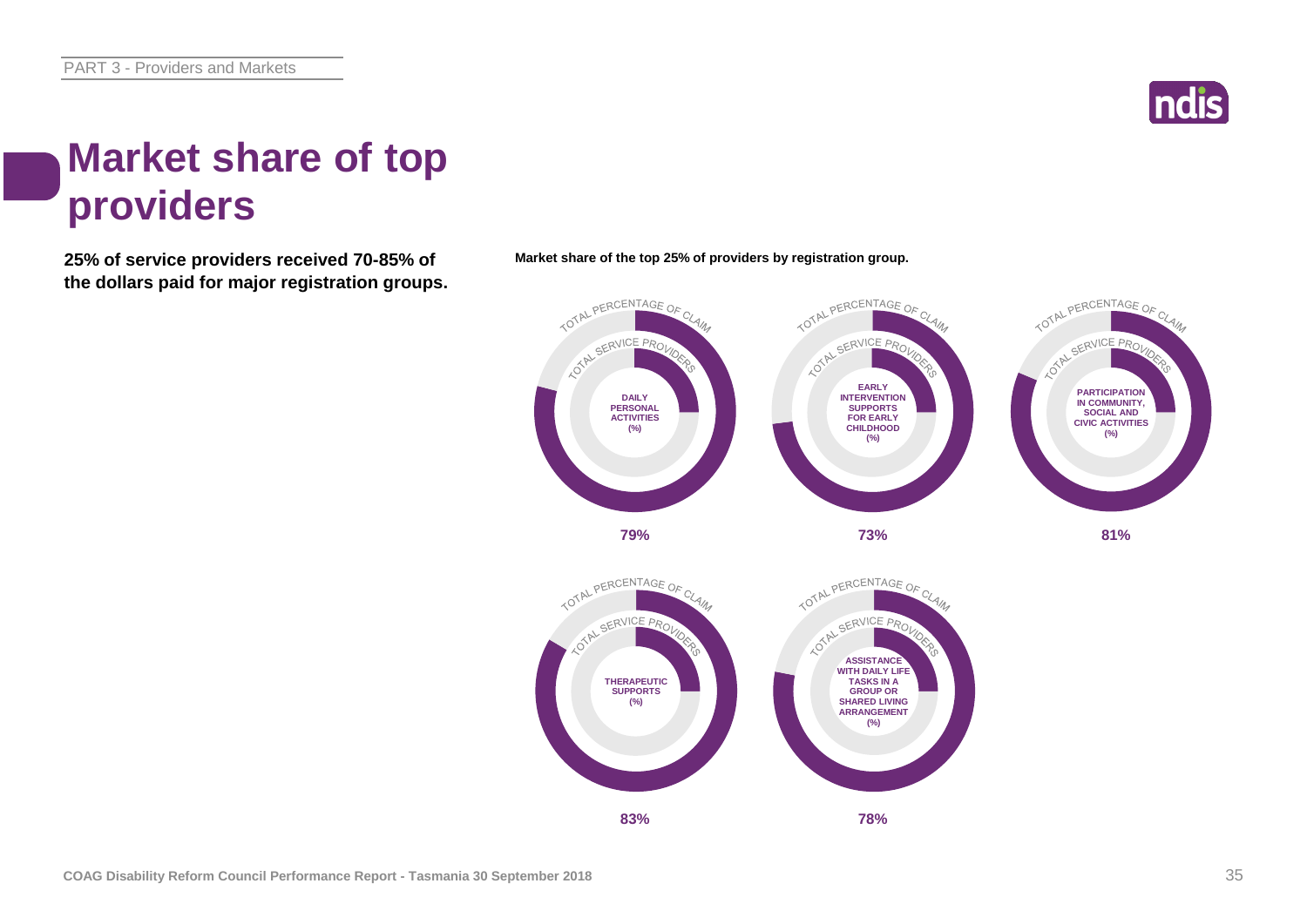# Market share of top providers

**25% of service providers received 70-85% of the dollars paid for major registration groups.**

**Market share of the top 25% of providers by registration group.**

| Registration group | Total percentage of claim (%) |
| --- | --- |
| Daily Personal Activities | 79% |
| Early Intervention Supports for Early Childhood | 73% |
| Participation in Community, Social and Civic Activities | 81% |
| Therapeutic Supports | 83% |
| Assistance with Daily Life Tasks in a Group or Shared Living Arrangement | 78% |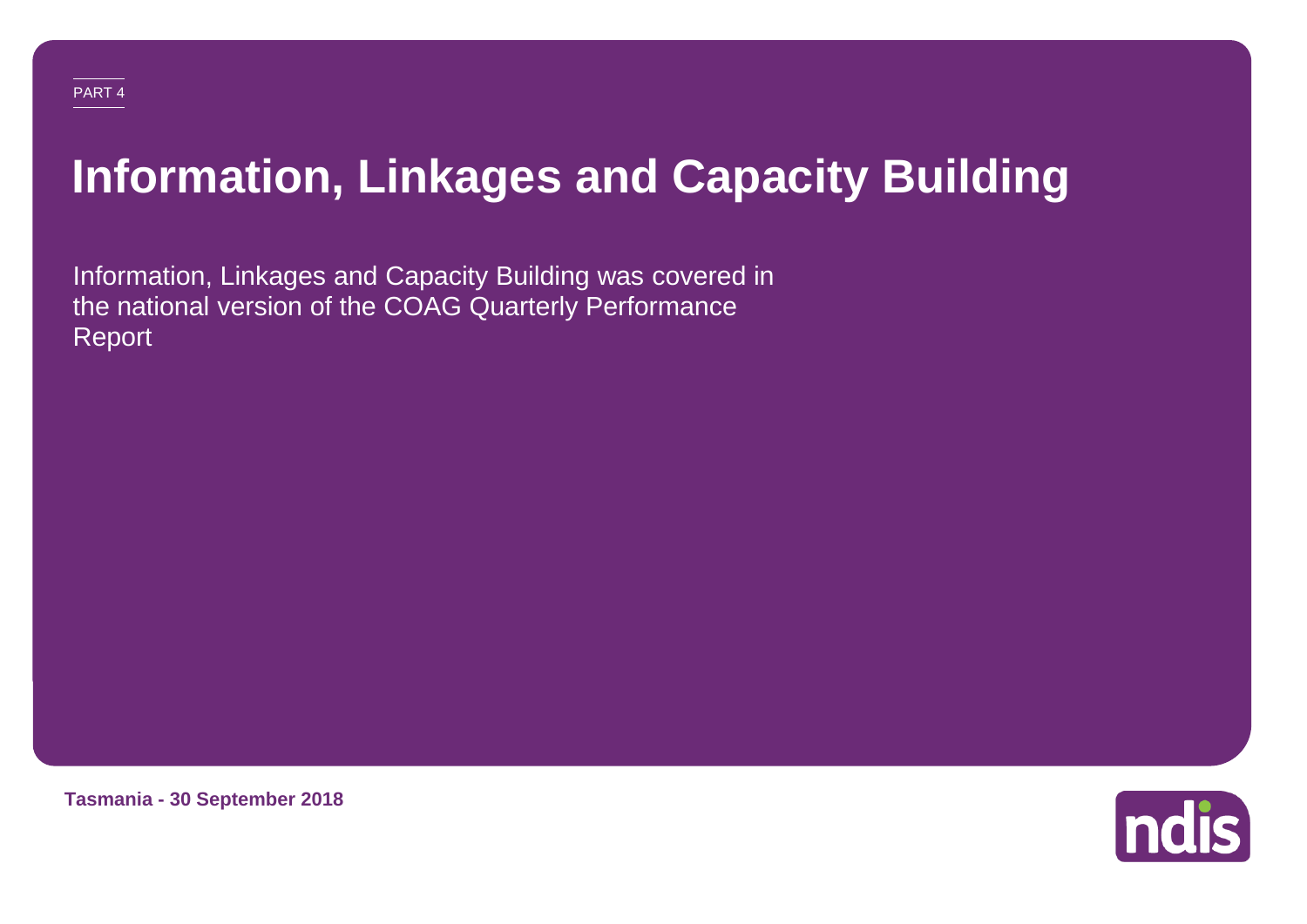PART 4

# Information, Linkages and Capacity Building

Information, Linkages and Capacity Building was covered in the national version of the COAG Quarterly Performance Report

**Tasmania - 30 September 2018**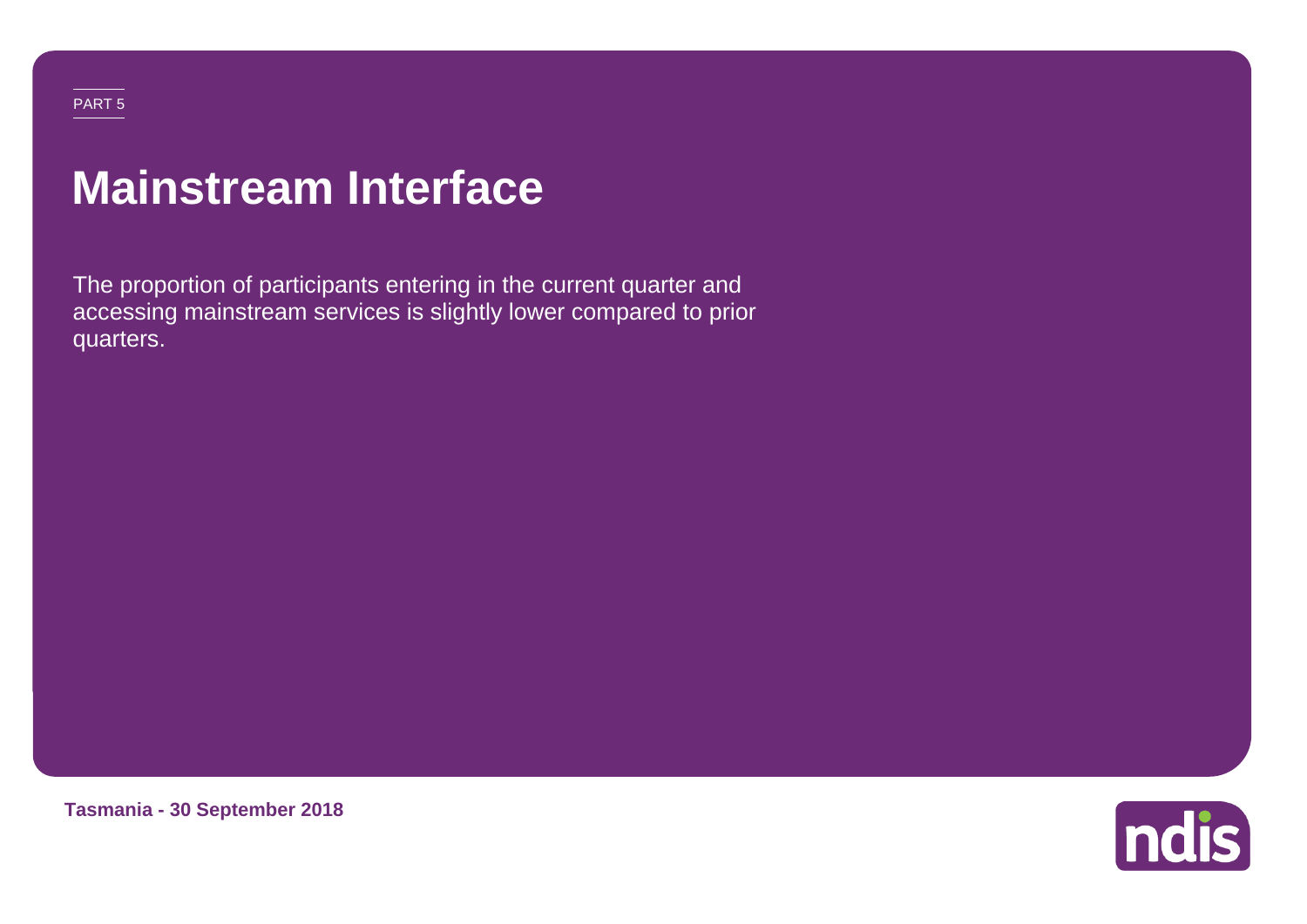PART 5

# Mainstream Interface

The proportion of participants entering in the current quarter and accessing mainstream services is slightly lower compared to prior quarters.

**Tasmania - 30 September 2018**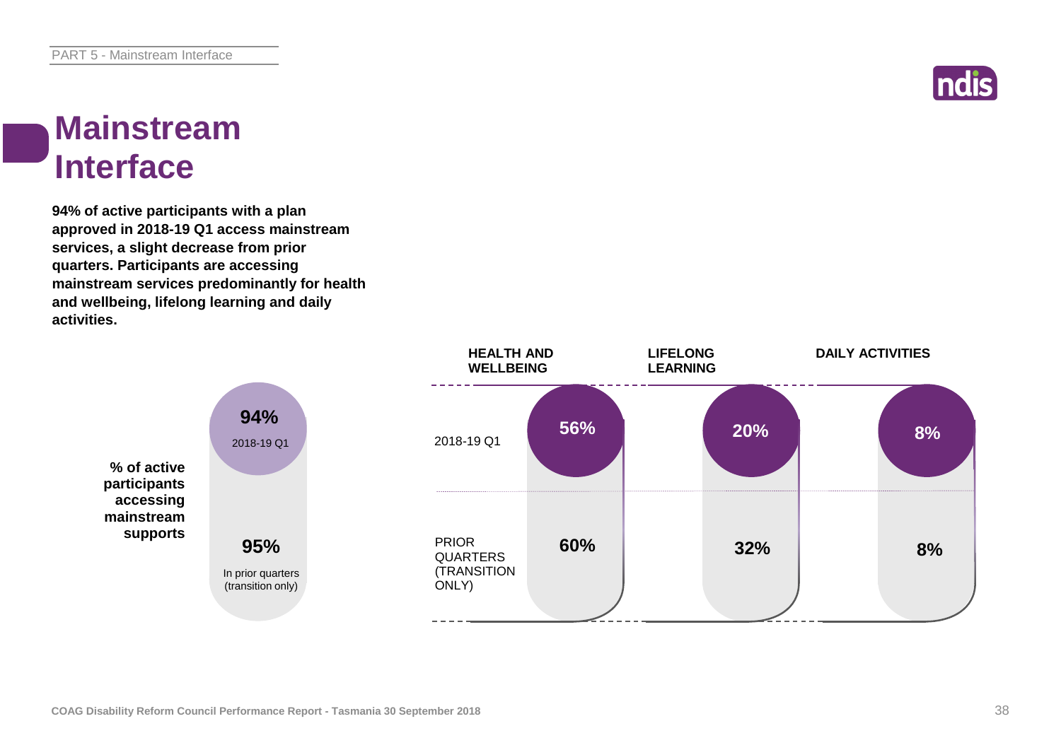# Mainstream Interface

**94% of active participants with a plan approved in 2018-19 Q1 access mainstream services, a slight decrease from prior quarters. Participants are accessing mainstream services predominantly for health and wellbeing, lifelong learning and daily activities.**

| **% of active participants accessing mainstream supports** | |
|---|---|
| 2018-19 Q1 | **94%** |
| In prior quarters (transition only) | **95%** |

| | HEALTH AND WELLBEING | LIFELONG LEARNING | DAILY ACTIVITIES |
|---|---|---|---|
| 2018-19 Q1 | 56% | 20% | 8% |
| PRIOR QUARTERS (TRANSITION ONLY) | 60% | 32% | 8% |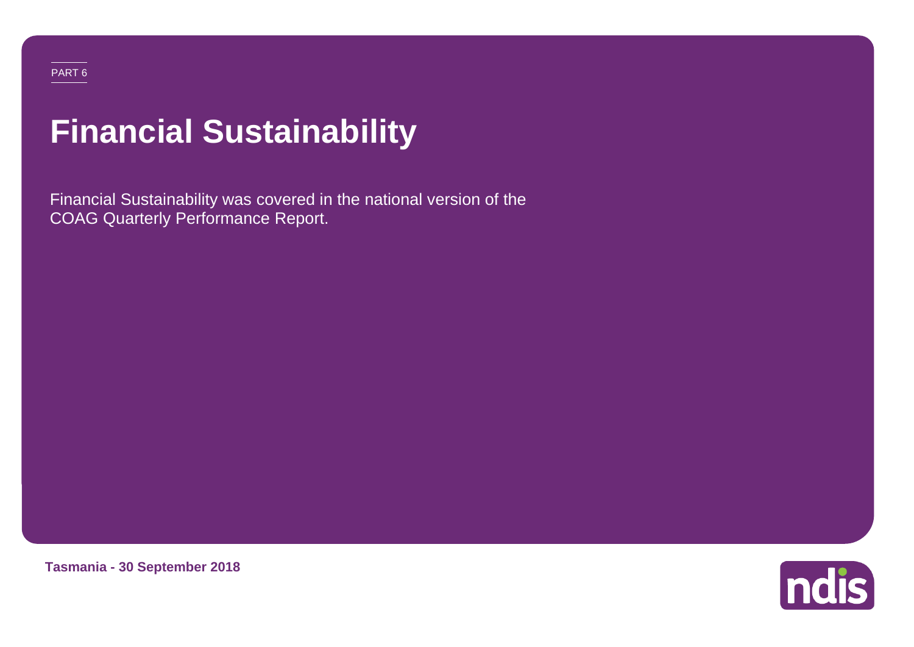PART 6

# Financial Sustainability

Financial Sustainability was covered in the national version of the COAG Quarterly Performance Report.

**Tasmania - 30 September 2018**